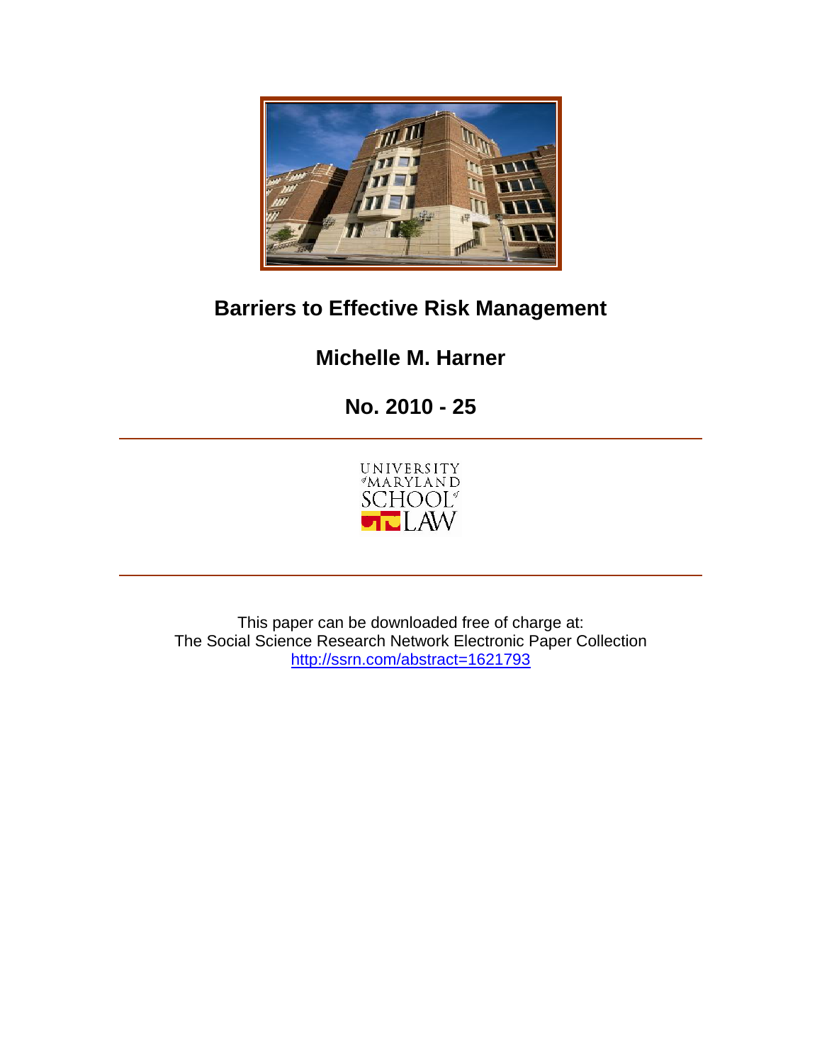# Barriers to Effective Risk Management

## Michelle M. Harner

## No. 2010 - 25

UNIVERSITY of MARYLAND SCHOOL of LAW

This paper can be downloaded free of charge at:
The Social Science Research Network Electronic Paper Collection
http://ssrn.com/abstract=1621793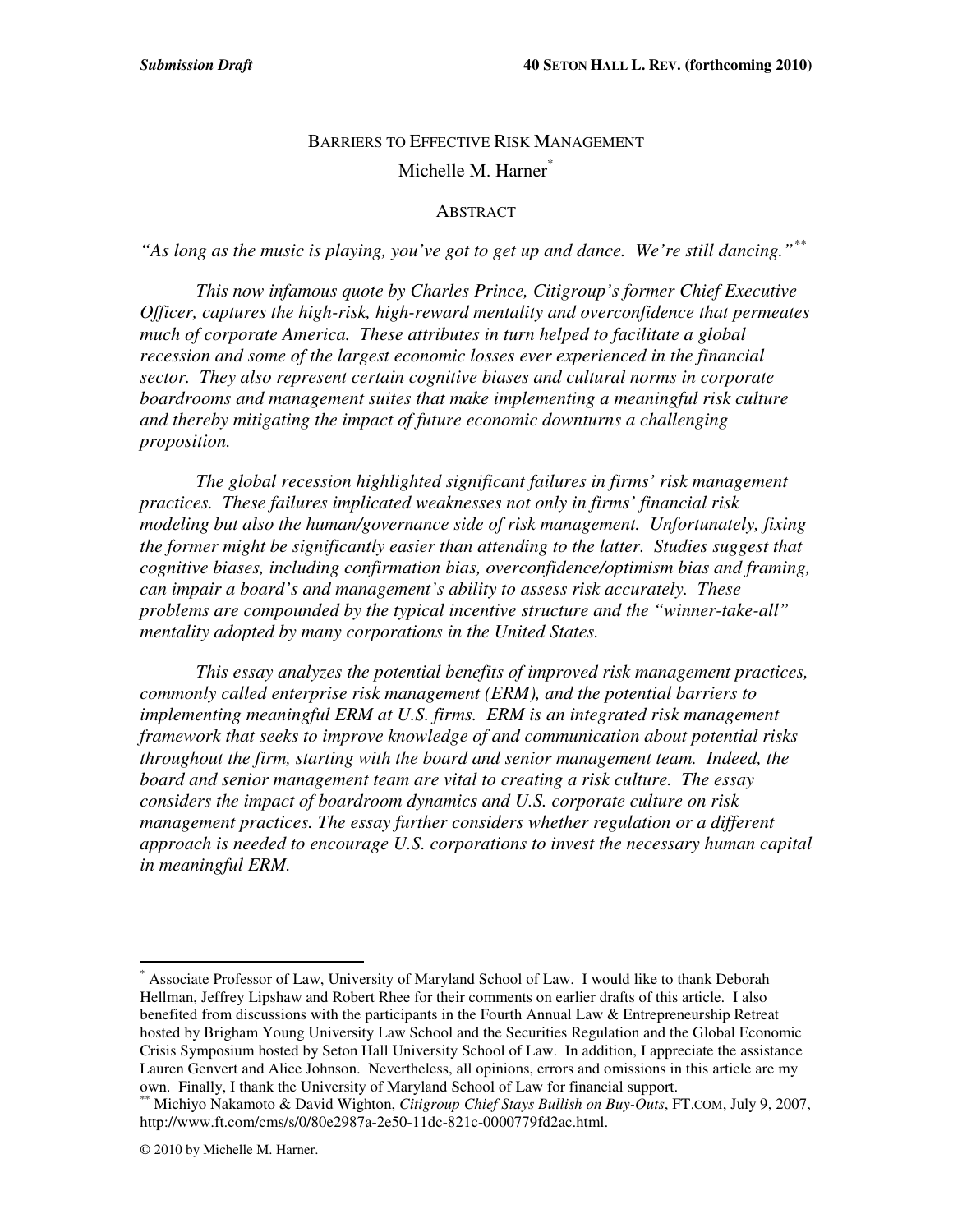# BARRIERS TO EFFECTIVE RISK MANAGEMENT

Michelle M. Harner[*]

## ABSTRACT

*"As long as the music is playing, you've got to get up and dance. We're still dancing."*[**]

*This now infamous quote by Charles Prince, Citigroup's former Chief Executive Officer, captures the high-risk, high-reward mentality and overconfidence that permeates much of corporate America. These attributes in turn helped to facilitate a global recession and some of the largest economic losses ever experienced in the financial sector. They also represent certain cognitive biases and cultural norms in corporate boardrooms and management suites that make implementing a meaningful risk culture and thereby mitigating the impact of future economic downturns a challenging proposition.*

*The global recession highlighted significant failures in firms' risk management practices. These failures implicated weaknesses not only in firms' financial risk modeling but also the human/governance side of risk management. Unfortunately, fixing the former might be significantly easier than attending to the latter. Studies suggest that cognitive biases, including confirmation bias, overconfidence/optimism bias and framing, can impair a board's and management's ability to assess risk accurately. These problems are compounded by the typical incentive structure and the "winner-take-all" mentality adopted by many corporations in the United States.*

*This essay analyzes the potential benefits of improved risk management practices, commonly called enterprise risk management (ERM), and the potential barriers to implementing meaningful ERM at U.S. firms. ERM is an integrated risk management framework that seeks to improve knowledge of and communication about potential risks throughout the firm, starting with the board and senior management team. Indeed, the board and senior management team are vital to creating a risk culture. The essay considers the impact of boardroom dynamics and U.S. corporate culture on risk management practices. The essay further considers whether regulation or a different approach is needed to encourage U.S. corporations to invest the necessary human capital in meaningful ERM.*

---

[*] Associate Professor of Law, University of Maryland School of Law. I would like to thank Deborah Hellman, Jeffrey Lipshaw and Robert Rhee for their comments on earlier drafts of this article. I also benefited from discussions with the participants in the Fourth Annual Law & Entrepreneurship Retreat hosted by Brigham Young University Law School and the Securities Regulation and the Global Economic Crisis Symposium hosted by Seton Hall University School of Law. In addition, I appreciate the assistance Lauren Genvert and Alice Johnson. Nevertheless, all opinions, errors and omissions in this article are my own. Finally, I thank the University of Maryland School of Law for financial support.

[**] Michiyo Nakamoto & David Wighton, *Citigroup Chief Stays Bullish on Buy-Outs*, FT.COM, July 9, 2007, http://www.ft.com/cms/s/0/80e2987a-2e50-11dc-821c-0000779fd2ac.html.

© 2010 by Michelle M. Harner.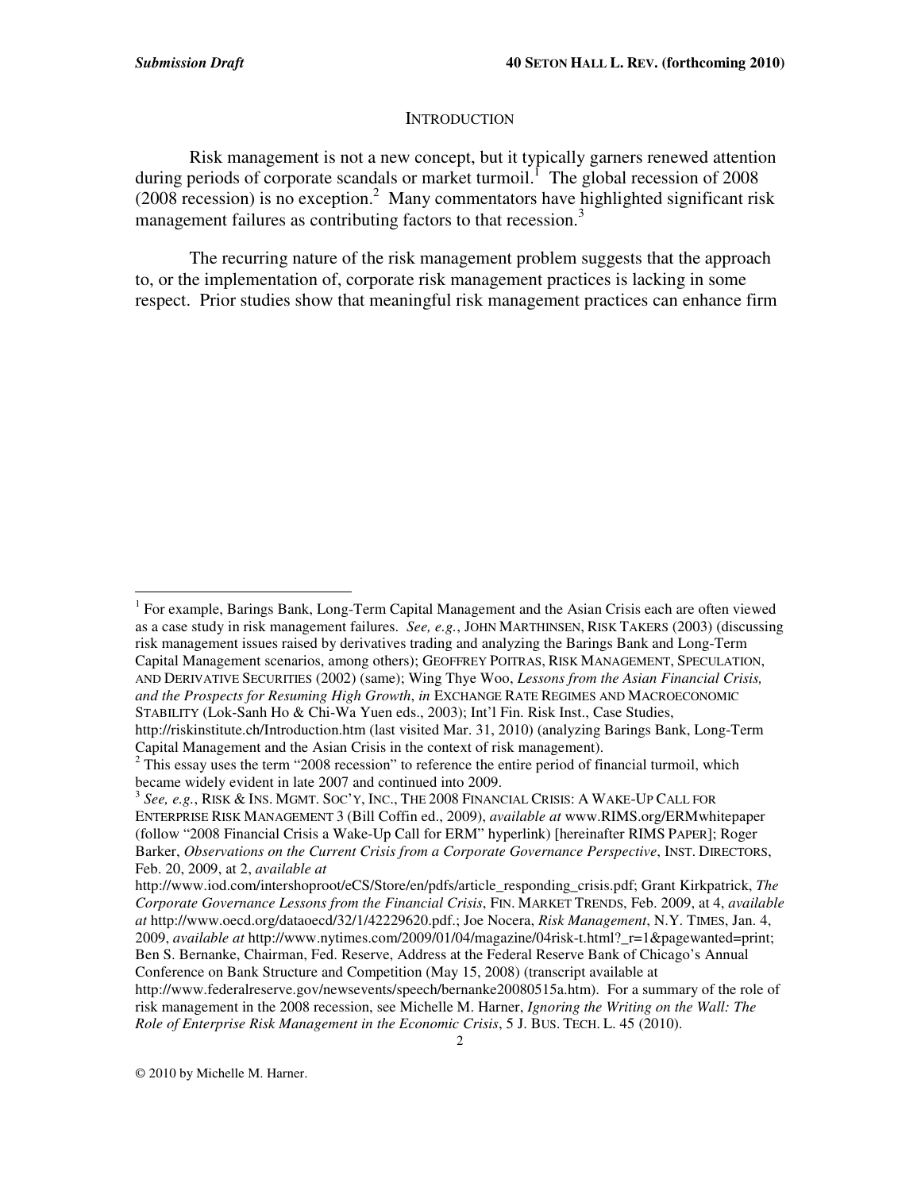## INTRODUCTION

Risk management is not a new concept, but it typically garners renewed attention during periods of corporate scandals or market turmoil.[1] The global recession of 2008 (2008 recession) is no exception.[2] Many commentators have highlighted significant risk management failures as contributing factors to that recession.[3]

The recurring nature of the risk management problem suggests that the approach to, or the implementation of, corporate risk management practices is lacking in some respect. Prior studies show that meaningful risk management practices can enhance firm

---

[1] For example, Barings Bank, Long-Term Capital Management and the Asian Crisis each are often viewed as a case study in risk management failures. *See, e.g.*, JOHN MARTHINSEN, RISK TAKERS (2003) (discussing risk management issues raised by derivatives trading and analyzing the Barings Bank and Long-Term Capital Management scenarios, among others); GEOFFREY POITRAS, RISK MANAGEMENT, SPECULATION, AND DERIVATIVE SECURITIES (2002) (same); Wing Thye Woo, *Lessons from the Asian Financial Crisis, and the Prospects for Resuming High Growth*, *in* EXCHANGE RATE REGIMES AND MACROECONOMIC STABILITY (Lok-Sanh Ho & Chi-Wa Yuen eds., 2003); Int'l Fin. Risk Inst., Case Studies, http://riskinstitute.ch/Introduction.htm (last visited Mar. 31, 2010) (analyzing Barings Bank, Long-Term Capital Management and the Asian Crisis in the context of risk management).

[2] This essay uses the term "2008 recession" to reference the entire period of financial turmoil, which became widely evident in late 2007 and continued into 2009.

[3] *See, e.g.*, RISK & INS. MGMT. SOC'Y, INC., THE 2008 FINANCIAL CRISIS: A WAKE-UP CALL FOR ENTERPRISE RISK MANAGEMENT 3 (Bill Coffin ed., 2009), *available at* www.RIMS.org/ERMwhitepaper (follow "2008 Financial Crisis a Wake-Up Call for ERM" hyperlink) [hereinafter RIMS PAPER]; Roger Barker, *Observations on the Current Crisis from a Corporate Governance Perspective*, INST. DIRECTORS, Feb. 20, 2009, at 2, *available at* http://www.iod.com/intershoproot/eCS/Store/en/pdfs/article_responding_crisis.pdf; Grant Kirkpatrick, *The Corporate Governance Lessons from the Financial Crisis*, FIN. MARKET TRENDS, Feb. 2009, at 4, *available at* http://www.oecd.org/dataoecd/32/1/42229620.pdf.; Joe Nocera, *Risk Management*, N.Y. TIMES, Jan. 4, 2009, *available at* http://www.nytimes.com/2009/01/04/magazine/04risk-t.html?_r=1&pagewanted=print; Ben S. Bernanke, Chairman, Fed. Reserve, Address at the Federal Reserve Bank of Chicago's Annual Conference on Bank Structure and Competition (May 15, 2008) (transcript available at http://www.federalreserve.gov/newsevents/speech/bernanke20080515a.htm). For a summary of the role of risk management in the 2008 recession, see Michelle M. Harner, *Ignoring the Writing on the Wall: The Role of Enterprise Risk Management in the Economic Crisis*, 5 J. BUS. TECH. L. 45 (2010).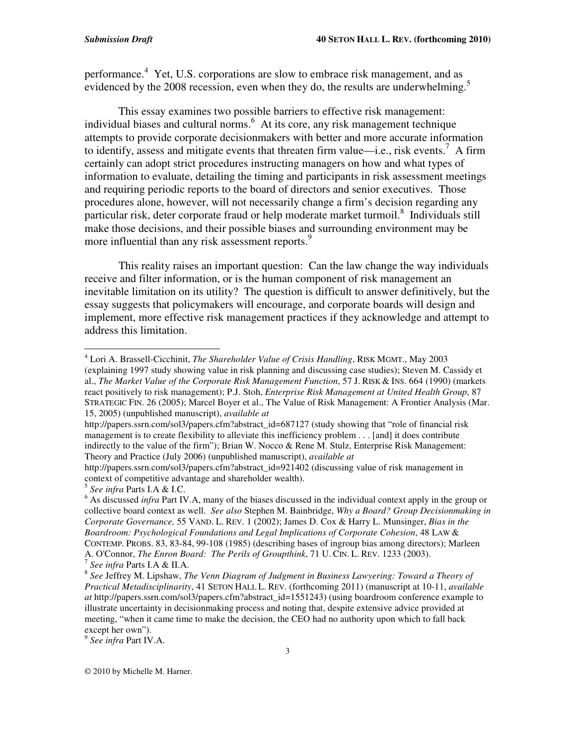performance.[4] Yet, U.S. corporations are slow to embrace risk management, and as evidenced by the 2008 recession, even when they do, the results are underwhelming.[5]

This essay examines two possible barriers to effective risk management: individual biases and cultural norms.[6] At its core, any risk management technique attempts to provide corporate decisionmakers with better and more accurate information to identify, assess and mitigate events that threaten firm value—i.e., risk events.[7] A firm certainly can adopt strict procedures instructing managers on how and what types of information to evaluate, detailing the timing and participants in risk assessment meetings and requiring periodic reports to the board of directors and senior executives. Those procedures alone, however, will not necessarily change a firm's decision regarding any particular risk, deter corporate fraud or help moderate market turmoil.[8] Individuals still make those decisions, and their possible biases and surrounding environment may be more influential than any risk assessment reports.[9]

This reality raises an important question: Can the law change the way individuals receive and filter information, or is the human component of risk management an inevitable limitation on its utility? The question is difficult to answer definitively, but the essay suggests that policymakers will encourage, and corporate boards will design and implement, more effective risk management practices if they acknowledge and attempt to address this limitation.

---

[4] Lori A. Brassell-Cicchinit, *The Shareholder Value of Crisis Handling*, RISK MGMT., May 2003 (explaining 1997 study showing value in risk planning and discussing case studies); Steven M. Cassidy et al., *The Market Value of the Corporate Risk Management Function*, 57 J. RISK & INS. 664 (1990) (markets react positively to risk management); P.J. Stoh, *Enterprise Risk Management at United Health Group*, 87 STRATEGIC FIN. 26 (2005); Marcel Boyer et al., The Value of Risk Management: A Frontier Analysis (Mar. 15, 2005) (unpublished manuscript), *available at* http://papers.ssrn.com/sol3/papers.cfm?abstract_id=687127 (study showing that "role of financial risk management is to create flexibility to alleviate this inefficiency problem . . . [and] it does contribute indirectly to the value of the firm"); Brian W. Nocco & Rene M. Stulz, Enterprise Risk Management: Theory and Practice (July 2006) (unpublished manuscript), *available at* http://papers.ssrn.com/sol3/papers.cfm?abstract_id=921402 (discussing value of risk management in context of competitive advantage and shareholder wealth).

[5] *See infra* Parts I.A & I.C.

[6] As discussed *infra* Part IV.A, many of the biases discussed in the individual context apply in the group or collective board context as well. *See also* Stephen M. Bainbridge, *Why a Board? Group Decisionmaking in Corporate Governance,* 55 VAND. L. REV. 1 (2002); James D. Cox & Harry L. Munsinger, *Bias in the Boardroom: Psychological Foundations and Legal Implications of Corporate Cohesion*, 48 LAW & CONTEMP. PROBS. 83, 83-84, 99-108 (1985) (describing bases of ingroup bias among directors); Marleen A. O'Connor, *The Enron Board: The Perils of Groupthink*, 71 U. CIN. L. REV. 1233 (2003).

[7] *See infra* Parts I.A & II.A.

[8] *See* Jeffrey M. Lipshaw, *The Venn Diagram of Judgment in Business Lawyering: Toward a Theory of Practical Metadisciplinarity*, 41 SETON HALL L. REV. (forthcoming 2011) (manuscript at 10-11, *available at* http://papers.ssrn.com/sol3/papers.cfm?abstract_id=1551243) (using boardroom conference example to illustrate uncertainty in decisionmaking process and noting that, despite extensive advice provided at meeting, "when it came time to make the decision, the CEO had no authority upon which to fall back except her own").

[9] *See infra* Part IV.A.

© 2010 by Michelle M. Harner.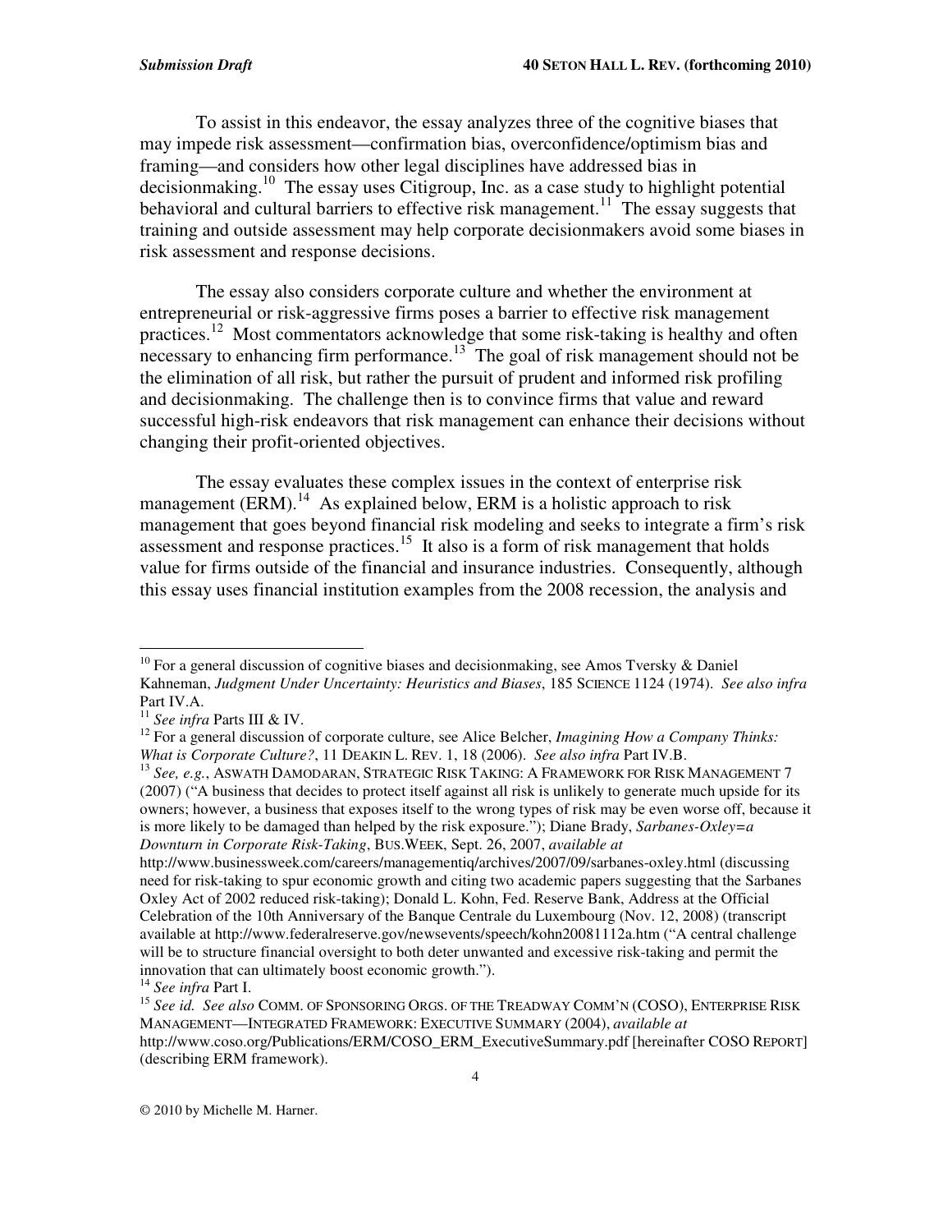To assist in this endeavor, the essay analyzes three of the cognitive biases that may impede risk assessment—confirmation bias, overconfidence/optimism bias and framing—and considers how other legal disciplines have addressed bias in decisionmaking.[10] The essay uses Citigroup, Inc. as a case study to highlight potential behavioral and cultural barriers to effective risk management.[11] The essay suggests that training and outside assessment may help corporate decisionmakers avoid some biases in risk assessment and response decisions.

The essay also considers corporate culture and whether the environment at entrepreneurial or risk-aggressive firms poses a barrier to effective risk management practices.[12] Most commentators acknowledge that some risk-taking is healthy and often necessary to enhancing firm performance.[13] The goal of risk management should not be the elimination of all risk, but rather the pursuit of prudent and informed risk profiling and decisionmaking. The challenge then is to convince firms that value and reward successful high-risk endeavors that risk management can enhance their decisions without changing their profit-oriented objectives.

The essay evaluates these complex issues in the context of enterprise risk management (ERM).[14] As explained below, ERM is a holistic approach to risk management that goes beyond financial risk modeling and seeks to integrate a firm's risk assessment and response practices.[15] It also is a form of risk management that holds value for firms outside of the financial and insurance industries. Consequently, although this essay uses financial institution examples from the 2008 recession, the analysis and

---

[10] For a general discussion of cognitive biases and decisionmaking, see Amos Tversky & Daniel Kahneman, *Judgment Under Uncertainty: Heuristics and Biases*, 185 SCIENCE 1124 (1974). *See also infra* Part IV.A.

[11] *See infra* Parts III & IV.

[12] For a general discussion of corporate culture, see Alice Belcher, *Imagining How a Company Thinks: What is Corporate Culture?*, 11 DEAKIN L. REV. 1, 18 (2006). *See also infra* Part IV.B.

[13] *See, e.g.*, ASWATH DAMODARAN, STRATEGIC RISK TAKING: A FRAMEWORK FOR RISK MANAGEMENT 7 (2007) ("A business that decides to protect itself against all risk is unlikely to generate much upside for its owners; however, a business that exposes itself to the wrong types of risk may be even worse off, because it is more likely to be damaged than helped by the risk exposure."); Diane Brady, *Sarbanes-Oxley=a Downturn in Corporate Risk-Taking*, BUS.WEEK, Sept. 26, 2007, *available at* http://www.businessweek.com/careers/managementiq/archives/2007/09/sarbanes-oxley.html (discussing need for risk-taking to spur economic growth and citing two academic papers suggesting that the Sarbanes Oxley Act of 2002 reduced risk-taking); Donald L. Kohn, Fed. Reserve Bank, Address at the Official Celebration of the 10th Anniversary of the Banque Centrale du Luxembourg (Nov. 12, 2008) (transcript available at http://www.federalreserve.gov/newsevents/speech/kohn20081112a.htm ("A central challenge will be to structure financial oversight to both deter unwanted and excessive risk-taking and permit the innovation that can ultimately boost economic growth.").

[14] *See infra* Part I.

[15] *See id. See also* COMM. OF SPONSORING ORGS. OF THE TREADWAY COMM'N (COSO), ENTERPRISE RISK MANAGEMENT—INTEGRATED FRAMEWORK: EXECUTIVE SUMMARY (2004), *available at* http://www.coso.org/Publications/ERM/COSO_ERM_ExecutiveSummary.pdf [hereinafter COSO REPORT] (describing ERM framework).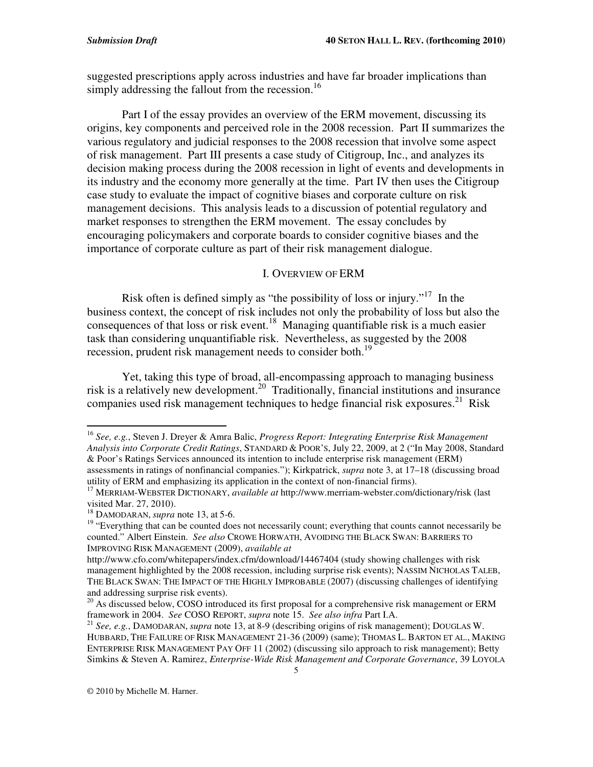suggested prescriptions apply across industries and have far broader implications than simply addressing the fallout from the recession.[16]

Part I of the essay provides an overview of the ERM movement, discussing its origins, key components and perceived role in the 2008 recession. Part II summarizes the various regulatory and judicial responses to the 2008 recession that involve some aspect of risk management. Part III presents a case study of Citigroup, Inc., and analyzes its decision making process during the 2008 recession in light of events and developments in its industry and the economy more generally at the time. Part IV then uses the Citigroup case study to evaluate the impact of cognitive biases and corporate culture on risk management decisions. This analysis leads to a discussion of potential regulatory and market responses to strengthen the ERM movement. The essay concludes by encouraging policymakers and corporate boards to consider cognitive biases and the importance of corporate culture as part of their risk management dialogue.

## I. OVERVIEW OF ERM

Risk often is defined simply as "the possibility of loss or injury."[17] In the business context, the concept of risk includes not only the probability of loss but also the consequences of that loss or risk event.[18] Managing quantifiable risk is a much easier task than considering unquantifiable risk. Nevertheless, as suggested by the 2008 recession, prudent risk management needs to consider both.[19]

Yet, taking this type of broad, all-encompassing approach to managing business risk is a relatively new development.[20] Traditionally, financial institutions and insurance companies used risk management techniques to hedge financial risk exposures.[21] Risk

---

[16] *See, e.g.*, Steven J. Dreyer & Amra Balic, *Progress Report: Integrating Enterprise Risk Management Analysis into Corporate Credit Ratings*, STANDARD & POOR'S, July 22, 2009, at 2 ("In May 2008, Standard & Poor's Ratings Services announced its intention to include enterprise risk management (ERM) assessments in ratings of nonfinancial companies."); Kirkpatrick, *supra* note 3, at 17–18 (discussing broad utility of ERM and emphasizing its application in the context of non-financial firms).

[17] MERRIAM-WEBSTER DICTIONARY, *available at* http://www.merriam-webster.com/dictionary/risk (last visited Mar. 27, 2010).

[18] DAMODARAN, *supra* note 13, at 5-6.

[19] "Everything that can be counted does not necessarily count; everything that counts cannot necessarily be counted." Albert Einstein. *See also* CROWE HORWATH, AVOIDING THE BLACK SWAN: BARRIERS TO IMPROVING RISK MANAGEMENT (2009), *available at* http://www.cfo.com/whitepapers/index.cfm/download/14467404 (study showing challenges with risk management highlighted by the 2008 recession, including surprise risk events); NASSIM NICHOLAS TALEB, THE BLACK SWAN: THE IMPACT OF THE HIGHLY IMPROBABLE (2007) (discussing challenges of identifying and addressing surprise risk events).

[20] As discussed below, COSO introduced its first proposal for a comprehensive risk management or ERM framework in 2004. *See* COSO REPORT, *supra* note 15. *See also infra* Part I.A.

[21] *See, e.g.*, DAMODARAN, *supra* note 13, at 8-9 (describing origins of risk management); DOUGLAS W. HUBBARD, THE FAILURE OF RISK MANAGEMENT 21-36 (2009) (same); THOMAS L. BARTON ET AL., MAKING ENTERPRISE RISK MANAGEMENT PAY OFF 11 (2002) (discussing silo approach to risk management); Betty Simkins & Steven A. Ramirez, *Enterprise-Wide Risk Management and Corporate Governance*, 39 LOYOLA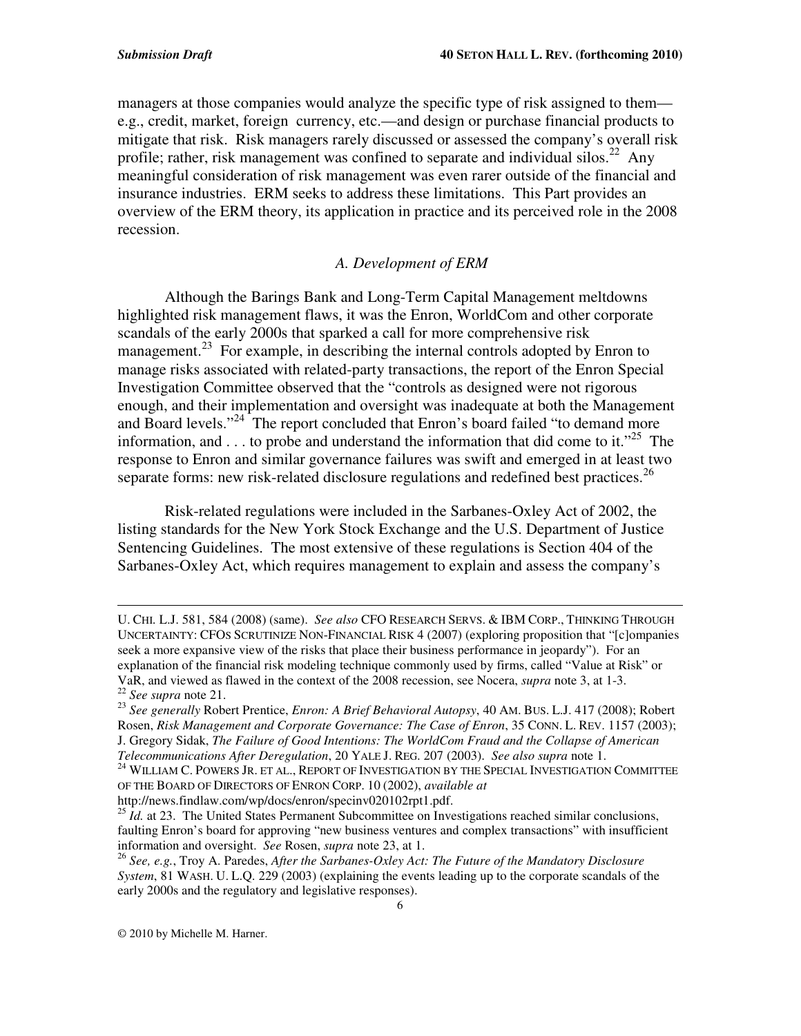managers at those companies would analyze the specific type of risk assigned to them—e.g., credit, market, foreign currency, etc.—and design or purchase financial products to mitigate that risk. Risk managers rarely discussed or assessed the company's overall risk profile; rather, risk management was confined to separate and individual silos.[22] Any meaningful consideration of risk management was even rarer outside of the financial and insurance industries. ERM seeks to address these limitations. This Part provides an overview of the ERM theory, its application in practice and its perceived role in the 2008 recession.

### *A. Development of ERM*

Although the Barings Bank and Long-Term Capital Management meltdowns highlighted risk management flaws, it was the Enron, WorldCom and other corporate scandals of the early 2000s that sparked a call for more comprehensive risk management.[23] For example, in describing the internal controls adopted by Enron to manage risks associated with related-party transactions, the report of the Enron Special Investigation Committee observed that the "controls as designed were not rigorous enough, and their implementation and oversight was inadequate at both the Management and Board levels."[24] The report concluded that Enron's board failed "to demand more information, and . . . to probe and understand the information that did come to it."[25] The response to Enron and similar governance failures was swift and emerged in at least two separate forms: new risk-related disclosure regulations and redefined best practices.[26]

Risk-related regulations were included in the Sarbanes-Oxley Act of 2002, the listing standards for the New York Stock Exchange and the U.S. Department of Justice Sentencing Guidelines. The most extensive of these regulations is Section 404 of the Sarbanes-Oxley Act, which requires management to explain and assess the company's

---

U. CHI. L.J. 581, 584 (2008) (same). *See also* CFO RESEARCH SERVS. & IBM CORP., THINKING THROUGH UNCERTAINTY: CFOS SCRUTINIZE NON-FINANCIAL RISK 4 (2007) (exploring proposition that "[c]ompanies seek a more expansive view of the risks that place their business performance in jeopardy"). For an explanation of the financial risk modeling technique commonly used by firms, called "Value at Risk" or VaR, and viewed as flawed in the context of the 2008 recession, see Nocera, *supra* note 3, at 1-3.

[22] *See supra* note 21.

[23] *See generally* Robert Prentice, *Enron: A Brief Behavioral Autopsy*, 40 AM. BUS. L.J. 417 (2008); Robert Rosen, *Risk Management and Corporate Governance: The Case of Enron*, 35 CONN. L. REV. 1157 (2003); J. Gregory Sidak, *The Failure of Good Intentions: The WorldCom Fraud and the Collapse of American Telecommunications After Deregulation*, 20 YALE J. REG. 207 (2003). *See also supra* note 1.

[24] WILLIAM C. POWERS JR. ET AL., REPORT OF INVESTIGATION BY THE SPECIAL INVESTIGATION COMMITTEE OF THE BOARD OF DIRECTORS OF ENRON CORP. 10 (2002), *available at* http://news.findlaw.com/wp/docs/enron/specinv020102rpt1.pdf.

[25] *Id.* at 23. The United States Permanent Subcommittee on Investigations reached similar conclusions, faulting Enron's board for approving "new business ventures and complex transactions" with insufficient information and oversight. *See* Rosen, *supra* note 23, at 1.

[26] *See, e.g.*, Troy A. Paredes, *After the Sarbanes-Oxley Act: The Future of the Mandatory Disclosure System*, 81 WASH. U. L.Q. 229 (2003) (explaining the events leading up to the corporate scandals of the early 2000s and the regulatory and legislative responses).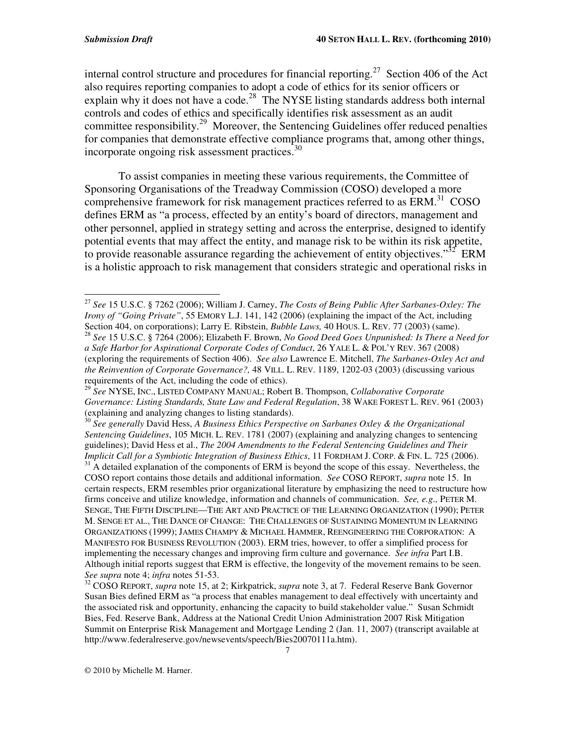internal control structure and procedures for financial reporting.[27] Section 406 of the Act also requires reporting companies to adopt a code of ethics for its senior officers or explain why it does not have a code.[28] The NYSE listing standards address both internal controls and codes of ethics and specifically identifies risk assessment as an audit committee responsibility.[29] Moreover, the Sentencing Guidelines offer reduced penalties for companies that demonstrate effective compliance programs that, among other things, incorporate ongoing risk assessment practices.[30]

To assist companies in meeting these various requirements, the Committee of Sponsoring Organisations of the Treadway Commission (COSO) developed a more comprehensive framework for risk management practices referred to as ERM.[31] COSO defines ERM as "a process, effected by an entity's board of directors, management and other personnel, applied in strategy setting and across the enterprise, designed to identify potential events that may affect the entity, and manage risk to be within its risk appetite, to provide reasonable assurance regarding the achievement of entity objectives."[32] ERM is a holistic approach to risk management that considers strategic and operational risks in

---

[27] *See* 15 U.S.C. § 7262 (2006); William J. Carney, *The Costs of Being Public After Sarbanes-Oxley: The Irony of "Going Private"*, 55 EMORY L.J. 141, 142 (2006) (explaining the impact of the Act, including Section 404, on corporations); Larry E. Ribstein, *Bubble Laws,* 40 HOUS. L. REV. 77 (2003) (same).

[28] *See* 15 U.S.C. § 7264 (2006); Elizabeth F. Brown, *No Good Deed Goes Unpunished: Is There a Need for a Safe Harbor for Aspirational Corporate Codes of Conduct*, 26 YALE L. & POL'Y REV. 367 (2008) (exploring the requirements of Section 406). *See also* Lawrence E. Mitchell, *The Sarbanes-Oxley Act and the Reinvention of Corporate Governance?,* 48 VILL. L. REV. 1189, 1202-03 (2003) (discussing various requirements of the Act, including the code of ethics).

[29] *See* NYSE, INC., LISTED COMPANY MANUAL; Robert B. Thompson, *Collaborative Corporate Governance: Listing Standards, State Law and Federal Regulation*, 38 WAKE FOREST L. REV. 961 (2003) (explaining and analyzing changes to listing standards).

[30] *See generally* David Hess, *A Business Ethics Perspective on Sarbanes Oxley & the Organizational Sentencing Guidelines*, 105 MICH. L. REV. 1781 (2007) (explaining and analyzing changes to sentencing guidelines); David Hess et al., *The 2004 Amendments to the Federal Sentencing Guidelines and Their Implicit Call for a Symbiotic Integration of Business Ethics*, 11 FORDHAM J. CORP. & FIN. L. 725 (2006).

[31] A detailed explanation of the components of ERM is beyond the scope of this essay. Nevertheless, the COSO report contains those details and additional information. *See* COSO REPORT, *supra* note 15. In certain respects, ERM resembles prior organizational literature by emphasizing the need to restructure how firms conceive and utilize knowledge, information and channels of communication. *See, e.g.,* PETER M. SENGE, THE FIFTH DISCIPLINE—THE ART AND PRACTICE OF THE LEARNING ORGANIZATION (1990); PETER M. SENGE ET AL., THE DANCE OF CHANGE: THE CHALLENGES OF SUSTAINING MOMENTUM IN LEARNING ORGANIZATIONS (1999); JAMES CHAMPY & MICHAEL HAMMER, REENGINEERING THE CORPORATION: A MANIFESTO FOR BUSINESS REVOLUTION (2003). ERM tries, however, to offer a simplified process for implementing the necessary changes and improving firm culture and governance. *See infra* Part I.B. Although initial reports suggest that ERM is effective, the longevity of the movement remains to be seen. *See supra* note 4; *infra* notes 51-53.

[32] COSO REPORT, *supra* note 15, at 2; Kirkpatrick, *supra* note 3, at 7. Federal Reserve Bank Governor Susan Bies defined ERM as "a process that enables management to deal effectively with uncertainty and the associated risk and opportunity, enhancing the capacity to build stakeholder value." Susan Schmidt Bies, Fed. Reserve Bank, Address at the National Credit Union Administration 2007 Risk Mitigation Summit on Enterprise Risk Management and Mortgage Lending 2 (Jan. 11, 2007) (transcript available at http://www.federalreserve.gov/newsevents/speech/Bies20070111a.htm).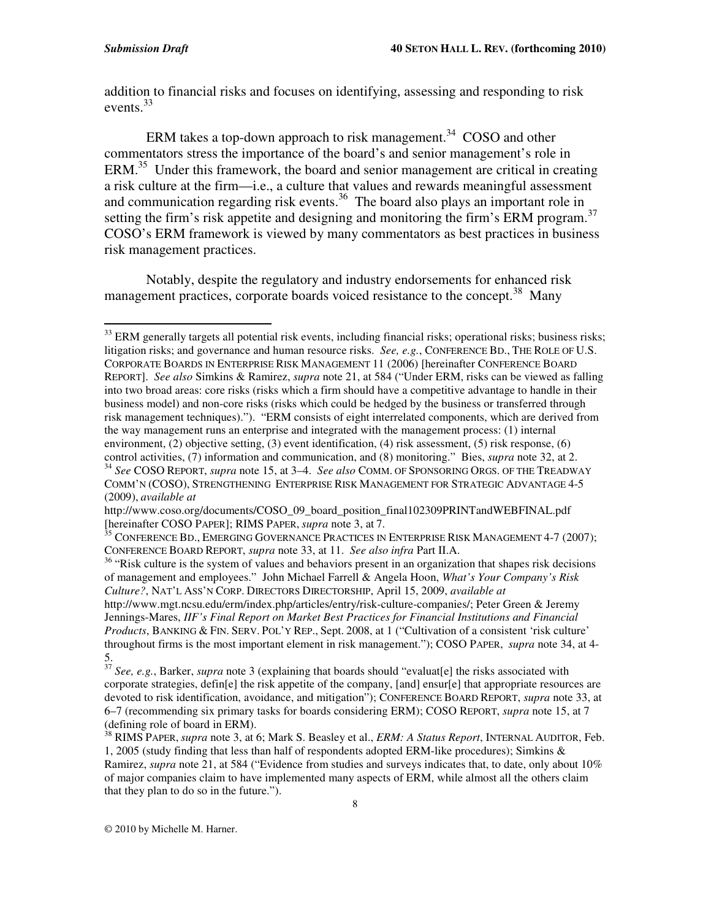addition to financial risks and focuses on identifying, assessing and responding to risk events.[33]

ERM takes a top-down approach to risk management.[34] COSO and other commentators stress the importance of the board's and senior management's role in ERM.[35] Under this framework, the board and senior management are critical in creating a risk culture at the firm—i.e., a culture that values and rewards meaningful assessment and communication regarding risk events.[36] The board also plays an important role in setting the firm's risk appetite and designing and monitoring the firm's ERM program.[37] COSO's ERM framework is viewed by many commentators as best practices in business risk management practices.

Notably, despite the regulatory and industry endorsements for enhanced risk management practices, corporate boards voiced resistance to the concept.[38] Many

---

[33] ERM generally targets all potential risk events, including financial risks; operational risks; business risks; litigation risks; and governance and human resource risks. *See, e.g.*, CONFERENCE BD., THE ROLE OF U.S. CORPORATE BOARDS IN ENTERPRISE RISK MANAGEMENT 11 (2006) [hereinafter CONFERENCE BOARD REPORT]. *See also* Simkins & Ramirez, *supra* note 21, at 584 ("Under ERM, risks can be viewed as falling into two broad areas: core risks (risks which a firm should have a competitive advantage to handle in their business model) and non-core risks (risks which could be hedged by the business or transferred through risk management techniques)."). "ERM consists of eight interrelated components, which are derived from the way management runs an enterprise and integrated with the management process: (1) internal environment, (2) objective setting, (3) event identification, (4) risk assessment, (5) risk response, (6) control activities, (7) information and communication, and (8) monitoring." Bies, *supra* note 32, at 2.

[34] *See* COSO REPORT, *supra* note 15, at 3–4. *See also* COMM. OF SPONSORING ORGS. OF THE TREADWAY COMM'N (COSO), STRENGTHENING ENTERPRISE RISK MANAGEMENT FOR STRATEGIC ADVANTAGE 4-5 (2009), *available at* http://www.coso.org/documents/COSO_09_board_position_final102309PRINTandWEBFINAL.pdf [hereinafter COSO PAPER]; RIMS PAPER, *supra* note 3, at 7.

[35] CONFERENCE BD., EMERGING GOVERNANCE PRACTICES IN ENTERPRISE RISK MANAGEMENT 4-7 (2007); CONFERENCE BOARD REPORT, *supra* note 33, at 11. *See also infra* Part II.A.

[36] "Risk culture is the system of values and behaviors present in an organization that shapes risk decisions of management and employees." John Michael Farrell & Angela Hoon, *What's Your Company's Risk Culture?*, NAT'L ASS'N CORP. DIRECTORS DIRECTORSHIP, April 15, 2009, *available at* http://www.mgt.ncsu.edu/erm/index.php/articles/entry/risk-culture-companies/; Peter Green & Jeremy Jennings-Mares, *IIF's Final Report on Market Best Practices for Financial Institutions and Financial Products*, BANKING & FIN. SERV. POL'Y REP., Sept. 2008, at 1 ("Cultivation of a consistent 'risk culture' throughout firms is the most important element in risk management."); COSO PAPER, *supra* note 34, at 4-5.

[37] *See, e.g.*, Barker, *supra* note 3 (explaining that boards should "evaluat[e] the risks associated with corporate strategies, defin[e] the risk appetite of the company, [and] ensur[e] that appropriate resources are devoted to risk identification, avoidance, and mitigation"); CONFERENCE BOARD REPORT, *supra* note 33, at 6–7 (recommending six primary tasks for boards considering ERM); COSO REPORT, *supra* note 15, at 7 (defining role of board in ERM).

[38] RIMS PAPER, *supra* note 3, at 6; Mark S. Beasley et al., *ERM: A Status Report*, INTERNAL AUDITOR, Feb. 1, 2005 (study finding that less than half of respondents adopted ERM-like procedures); Simkins & Ramirez, *supra* note 21, at 584 ("Evidence from studies and surveys indicates that, to date, only about 10% of major companies claim to have implemented many aspects of ERM, while almost all the others claim that they plan to do so in the future.").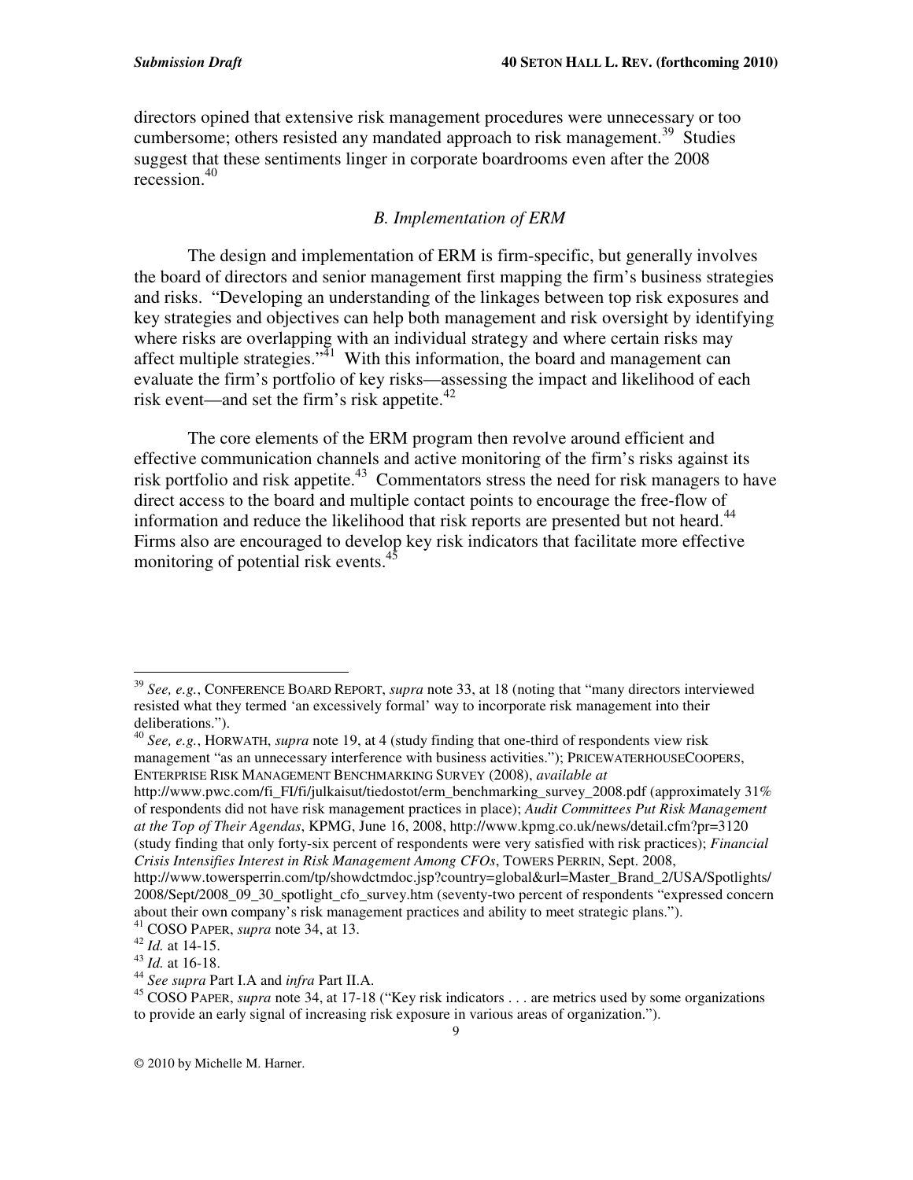directors opined that extensive risk management procedures were unnecessary or too cumbersome; others resisted any mandated approach to risk management.[39] Studies suggest that these sentiments linger in corporate boardrooms even after the 2008 recession.[40]

### *B. Implementation of ERM*

The design and implementation of ERM is firm-specific, but generally involves the board of directors and senior management first mapping the firm's business strategies and risks. "Developing an understanding of the linkages between top risk exposures and key strategies and objectives can help both management and risk oversight by identifying where risks are overlapping with an individual strategy and where certain risks may affect multiple strategies."[41] With this information, the board and management can evaluate the firm's portfolio of key risks—assessing the impact and likelihood of each risk event—and set the firm's risk appetite.[42]

The core elements of the ERM program then revolve around efficient and effective communication channels and active monitoring of the firm's risks against its risk portfolio and risk appetite.[43] Commentators stress the need for risk managers to have direct access to the board and multiple contact points to encourage the free-flow of information and reduce the likelihood that risk reports are presented but not heard.[44] Firms also are encouraged to develop key risk indicators that facilitate more effective monitoring of potential risk events.[45]

---

[39] *See, e.g.*, CONFERENCE BOARD REPORT, *supra* note 33, at 18 (noting that "many directors interviewed resisted what they termed 'an excessively formal' way to incorporate risk management into their deliberations.").

[40] *See, e.g.*, HORWATH, *supra* note 19, at 4 (study finding that one-third of respondents view risk management "as an unnecessary interference with business activities."); PRICEWATERHOUSECOOPERS, ENTERPRISE RISK MANAGEMENT BENCHMARKING SURVEY (2008), *available at* http://www.pwc.com/fi_FI/fi/julkaisut/tiedostot/erm_benchmarking_survey_2008.pdf (approximately 31% of respondents did not have risk management practices in place); *Audit Committees Put Risk Management at the Top of Their Agendas*, KPMG, June 16, 2008, http://www.kpmg.co.uk/news/detail.cfm?pr=3120 (study finding that only forty-six percent of respondents were very satisfied with risk practices); *Financial Crisis Intensifies Interest in Risk Management Among CFOs*, TOWERS PERRIN, Sept. 2008, http://www.towersperrin.com/tp/showdctmdoc.jsp?country=global&url=Master_Brand_2/USA/Spotlights/2008/Sept/2008_09_30_spotlight_cfo_survey.htm (seventy-two percent of respondents "expressed concern about their own company's risk management practices and ability to meet strategic plans.").

[41] COSO PAPER, *supra* note 34, at 13.

[42] *Id.* at 14-15.

[43] *Id.* at 16-18.

[44] *See supra* Part I.A and *infra* Part II.A.

[45] COSO PAPER, *supra* note 34, at 17-18 ("Key risk indicators . . . are metrics used by some organizations to provide an early signal of increasing risk exposure in various areas of organization.").

© 2010 by Michelle M. Harner.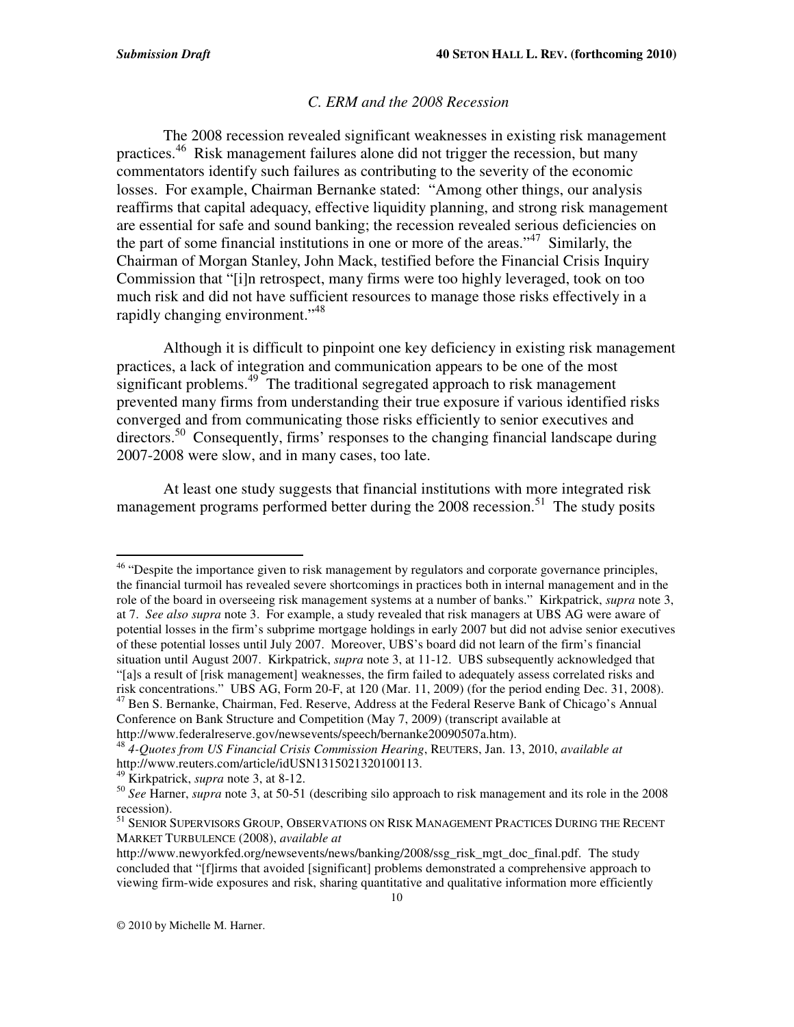### *C. ERM and the 2008 Recession*

The 2008 recession revealed significant weaknesses in existing risk management practices.[46] Risk management failures alone did not trigger the recession, but many commentators identify such failures as contributing to the severity of the economic losses. For example, Chairman Bernanke stated: "Among other things, our analysis reaffirms that capital adequacy, effective liquidity planning, and strong risk management are essential for safe and sound banking; the recession revealed serious deficiencies on the part of some financial institutions in one or more of the areas."[47] Similarly, the Chairman of Morgan Stanley, John Mack, testified before the Financial Crisis Inquiry Commission that "[i]n retrospect, many firms were too highly leveraged, took on too much risk and did not have sufficient resources to manage those risks effectively in a rapidly changing environment."[48]

Although it is difficult to pinpoint one key deficiency in existing risk management practices, a lack of integration and communication appears to be one of the most significant problems.[49] The traditional segregated approach to risk management prevented many firms from understanding their true exposure if various identified risks converged and from communicating those risks efficiently to senior executives and directors.[50] Consequently, firms' responses to the changing financial landscape during 2007-2008 were slow, and in many cases, too late.

At least one study suggests that financial institutions with more integrated risk management programs performed better during the 2008 recession.[51] The study posits

---

[46] "Despite the importance given to risk management by regulators and corporate governance principles, the financial turmoil has revealed severe shortcomings in practices both in internal management and in the role of the board in overseeing risk management systems at a number of banks." Kirkpatrick, *supra* note 3, at 7. *See also supra* note 3. For example, a study revealed that risk managers at UBS AG were aware of potential losses in the firm's subprime mortgage holdings in early 2007 but did not advise senior executives of these potential losses until July 2007. Moreover, UBS's board did not learn of the firm's financial situation until August 2007. Kirkpatrick, *supra* note 3, at 11-12. UBS subsequently acknowledged that "[a]s a result of [risk management] weaknesses, the firm failed to adequately assess correlated risks and risk concentrations." UBS AG, Form 20-F, at 120 (Mar. 11, 2009) (for the period ending Dec. 31, 2008).

[47] Ben S. Bernanke, Chairman, Fed. Reserve, Address at the Federal Reserve Bank of Chicago's Annual Conference on Bank Structure and Competition (May 7, 2009) (transcript available at http://www.federalreserve.gov/newsevents/speech/bernanke20090507a.htm).

[48] *4-Quotes from US Financial Crisis Commission Hearing*, REUTERS, Jan. 13, 2010, *available at* http://www.reuters.com/article/idUSN1315021320100113.

[49] Kirkpatrick, *supra* note 3, at 8-12.

[50] *See* Harner, *supra* note 3, at 50-51 (describing silo approach to risk management and its role in the 2008 recession).

[51] SENIOR SUPERVISORS GROUP, OBSERVATIONS ON RISK MANAGEMENT PRACTICES DURING THE RECENT MARKET TURBULENCE (2008), *available at* http://www.newyorkfed.org/newsevents/news/banking/2008/ssg_risk_mgt_doc_final.pdf. The study concluded that "[f]irms that avoided [significant] problems demonstrated a comprehensive approach to viewing firm-wide exposures and risk, sharing quantitative and qualitative information more efficiently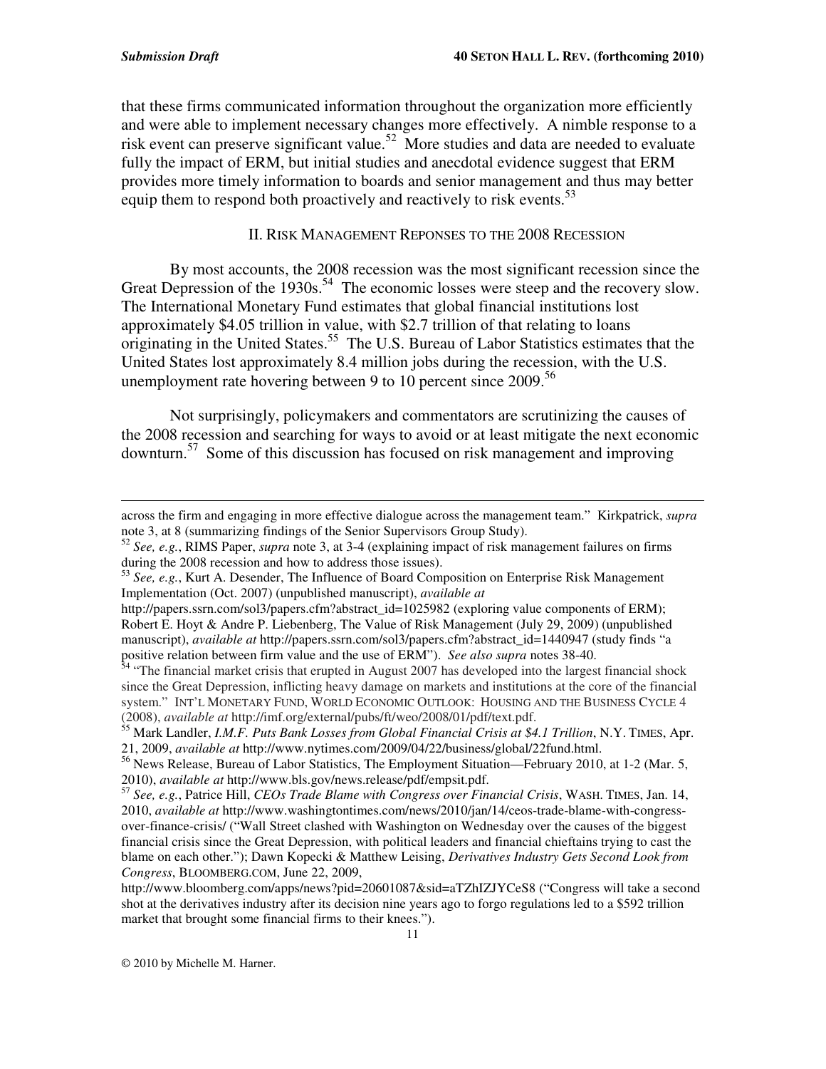that these firms communicated information throughout the organization more efficiently and were able to implement necessary changes more effectively. A nimble response to a risk event can preserve significant value.[52] More studies and data are needed to evaluate fully the impact of ERM, but initial studies and anecdotal evidence suggest that ERM provides more timely information to boards and senior management and thus may better equip them to respond both proactively and reactively to risk events.[53]

## II. RISK MANAGEMENT REPONSES TO THE 2008 RECESSION

By most accounts, the 2008 recession was the most significant recession since the Great Depression of the 1930s.[54] The economic losses were steep and the recovery slow. The International Monetary Fund estimates that global financial institutions lost approximately $4.05 trillion in value, with $2.7 trillion of that relating to loans originating in the United States.[55] The U.S. Bureau of Labor Statistics estimates that the United States lost approximately 8.4 million jobs during the recession, with the U.S. unemployment rate hovering between 9 to 10 percent since 2009.[56]

Not surprisingly, policymakers and commentators are scrutinizing the causes of the 2008 recession and searching for ways to avoid or at least mitigate the next economic downturn.[57] Some of this discussion has focused on risk management and improving

---

across the firm and engaging in more effective dialogue across the management team." Kirkpatrick, *supra* note 3, at 8 (summarizing findings of the Senior Supervisors Group Study).

[52] *See, e.g.*, RIMS Paper, *supra* note 3, at 3-4 (explaining impact of risk management failures on firms during the 2008 recession and how to address those issues).

[53] *See, e.g.*, Kurt A. Desender, The Influence of Board Composition on Enterprise Risk Management Implementation (Oct. 2007) (unpublished manuscript), *available at* http://papers.ssrn.com/sol3/papers.cfm?abstract_id=1025982 (exploring value components of ERM); Robert E. Hoyt & Andre P. Liebenberg, The Value of Risk Management (July 29, 2009) (unpublished manuscript), *available at* http://papers.ssrn.com/sol3/papers.cfm?abstract_id=1440947 (study finds "a positive relation between firm value and the use of ERM"). *See also supra* notes 38-40.

[54] "The financial market crisis that erupted in August 2007 has developed into the largest financial shock since the Great Depression, inflicting heavy damage on markets and institutions at the core of the financial system." INT'L MONETARY FUND, WORLD ECONOMIC OUTLOOK: HOUSING AND THE BUSINESS CYCLE 4 (2008), *available at* http://imf.org/external/pubs/ft/weo/2008/01/pdf/text.pdf.

[55] Mark Landler, *I.M.F. Puts Bank Losses from Global Financial Crisis at $4.1 Trillion*, N.Y. TIMES, Apr. 21, 2009, *available at* http://www.nytimes.com/2009/04/22/business/global/22fund.html.

[56] News Release, Bureau of Labor Statistics, The Employment Situation—February 2010, at 1-2 (Mar. 5, 2010), *available at* http://www.bls.gov/news.release/pdf/empsit.pdf.

[57] *See, e.g.*, Patrice Hill, *CEOs Trade Blame with Congress over Financial Crisis*, WASH. TIMES, Jan. 14, 2010, *available at* http://www.washingtontimes.com/news/2010/jan/14/ceos-trade-blame-with-congress-over-finance-crisis/ ("Wall Street clashed with Washington on Wednesday over the causes of the biggest financial crisis since the Great Depression, with political leaders and financial chieftains trying to cast the blame on each other."); Dawn Kopecki & Matthew Leising, *Derivatives Industry Gets Second Look from Congress*, BLOOMBERG.COM, June 22, 2009, http://www.bloomberg.com/apps/news?pid=20601087&sid=aTZhIZJYCeS8 ("Congress will take a second shot at the derivatives industry after its decision nine years ago to forgo regulations led to a $592 trillion market that brought some financial firms to their knees.").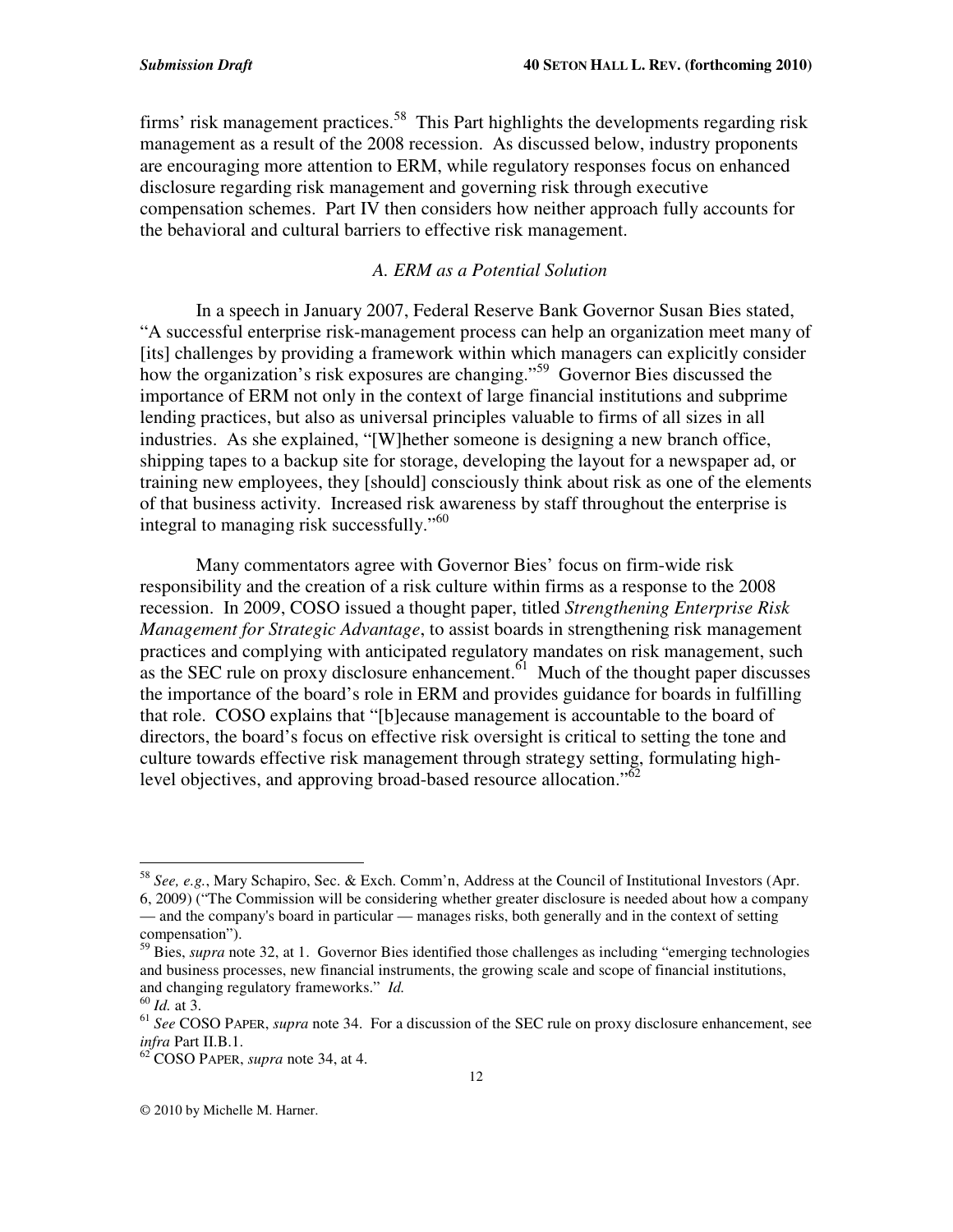firms' risk management practices.[58] This Part highlights the developments regarding risk management as a result of the 2008 recession. As discussed below, industry proponents are encouraging more attention to ERM, while regulatory responses focus on enhanced disclosure regarding risk management and governing risk through executive compensation schemes. Part IV then considers how neither approach fully accounts for the behavioral and cultural barriers to effective risk management.

### *A. ERM as a Potential Solution*

In a speech in January 2007, Federal Reserve Bank Governor Susan Bies stated, "A successful enterprise risk-management process can help an organization meet many of [its] challenges by providing a framework within which managers can explicitly consider how the organization's risk exposures are changing."[59] Governor Bies discussed the importance of ERM not only in the context of large financial institutions and subprime lending practices, but also as universal principles valuable to firms of all sizes in all industries. As she explained, "[W]hether someone is designing a new branch office, shipping tapes to a backup site for storage, developing the layout for a newspaper ad, or training new employees, they [should] consciously think about risk as one of the elements of that business activity. Increased risk awareness by staff throughout the enterprise is integral to managing risk successfully."[60]

Many commentators agree with Governor Bies' focus on firm-wide risk responsibility and the creation of a risk culture within firms as a response to the 2008 recession. In 2009, COSO issued a thought paper, titled *Strengthening Enterprise Risk Management for Strategic Advantage*, to assist boards in strengthening risk management practices and complying with anticipated regulatory mandates on risk management, such as the SEC rule on proxy disclosure enhancement.[61] Much of the thought paper discusses the importance of the board's role in ERM and provides guidance for boards in fulfilling that role. COSO explains that "[b]ecause management is accountable to the board of directors, the board's focus on effective risk oversight is critical to setting the tone and culture towards effective risk management through strategy setting, formulating high-level objectives, and approving broad-based resource allocation."[62]

---

[58] *See, e.g.*, Mary Schapiro, Sec. & Exch. Comm'n, Address at the Council of Institutional Investors (Apr. 6, 2009) ("The Commission will be considering whether greater disclosure is needed about how a company — and the company's board in particular — manages risks, both generally and in the context of setting compensation").

[59] Bies, *supra* note 32, at 1. Governor Bies identified those challenges as including "emerging technologies and business processes, new financial instruments, the growing scale and scope of financial institutions, and changing regulatory frameworks." *Id.*

[60] *Id.* at 3.

[61] *See* COSO PAPER, *supra* note 34. For a discussion of the SEC rule on proxy disclosure enhancement, see *infra* Part II.B.1.

[62] COSO PAPER, *supra* note 34, at 4.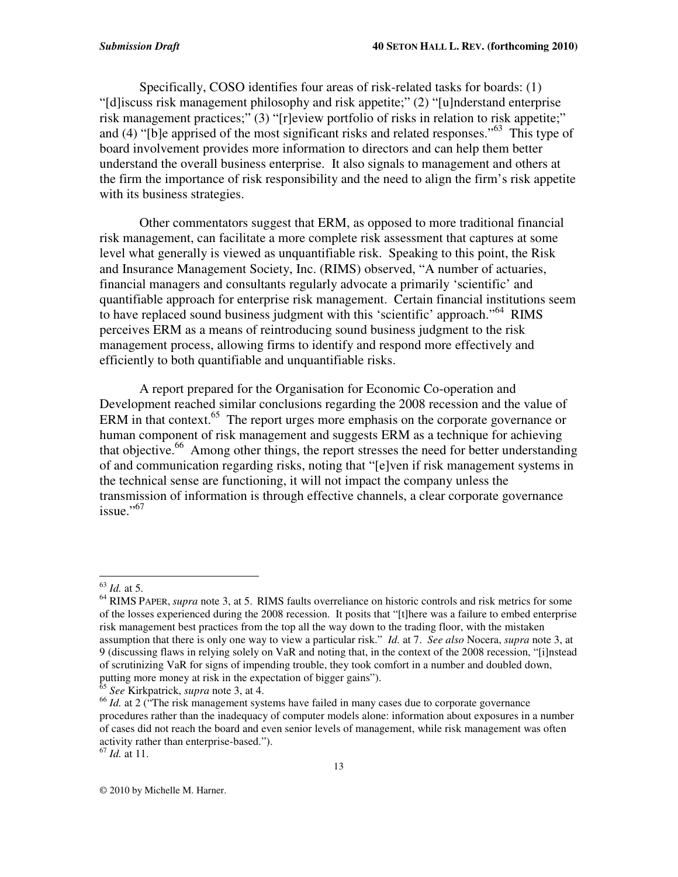Specifically, COSO identifies four areas of risk-related tasks for boards: (1) "[d]iscuss risk management philosophy and risk appetite;" (2) "[u]nderstand enterprise risk management practices;" (3) "[r]eview portfolio of risks in relation to risk appetite;" and (4) "[b]e apprised of the most significant risks and related responses."[63] This type of board involvement provides more information to directors and can help them better understand the overall business enterprise. It also signals to management and others at the firm the importance of risk responsibility and the need to align the firm's risk appetite with its business strategies.

Other commentators suggest that ERM, as opposed to more traditional financial risk management, can facilitate a more complete risk assessment that captures at some level what generally is viewed as unquantifiable risk. Speaking to this point, the Risk and Insurance Management Society, Inc. (RIMS) observed, "A number of actuaries, financial managers and consultants regularly advocate a primarily 'scientific' and quantifiable approach for enterprise risk management. Certain financial institutions seem to have replaced sound business judgment with this 'scientific' approach."[64] RIMS perceives ERM as a means of reintroducing sound business judgment to the risk management process, allowing firms to identify and respond more effectively and efficiently to both quantifiable and unquantifiable risks.

A report prepared for the Organisation for Economic Co-operation and Development reached similar conclusions regarding the 2008 recession and the value of ERM in that context.[65] The report urges more emphasis on the corporate governance or human component of risk management and suggests ERM as a technique for achieving that objective.[66] Among other things, the report stresses the need for better understanding of and communication regarding risks, noting that "[e]ven if risk management systems in the technical sense are functioning, it will not impact the company unless the transmission of information is through effective channels, a clear corporate governance issue."[67]

---

[63] *Id.* at 5.

[64] RIMS PAPER, *supra* note 3, at 5. RIMS faults overreliance on historic controls and risk metrics for some of the losses experienced during the 2008 recession. It posits that "[t]here was a failure to embed enterprise risk management best practices from the top all the way down to the trading floor, with the mistaken assumption that there is only one way to view a particular risk." *Id.* at 7. *See also* Nocera, *supra* note 3, at 9 (discussing flaws in relying solely on VaR and noting that, in the context of the 2008 recession, "[i]nstead of scrutinizing VaR for signs of impending trouble, they took comfort in a number and doubled down, putting more money at risk in the expectation of bigger gains").

[65] *See* Kirkpatrick, *supra* note 3, at 4.

[66] *Id.* at 2 ("The risk management systems have failed in many cases due to corporate governance procedures rather than the inadequacy of computer models alone: information about exposures in a number of cases did not reach the board and even senior levels of management, while risk management was often activity rather than enterprise-based.").

[67] *Id.* at 11.

© 2010 by Michelle M. Harner.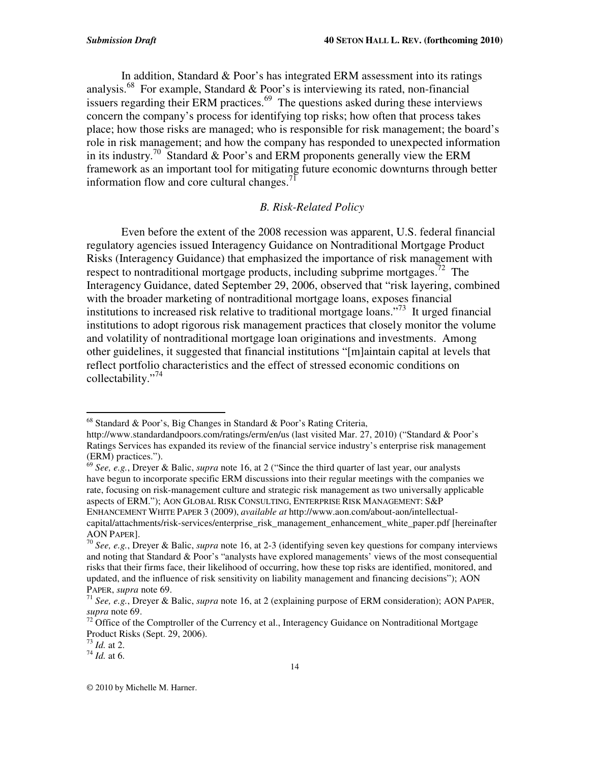In addition, Standard & Poor's has integrated ERM assessment into its ratings analysis.[68] For example, Standard & Poor's is interviewing its rated, non-financial issuers regarding their ERM practices.[69] The questions asked during these interviews concern the company's process for identifying top risks; how often that process takes place; how those risks are managed; who is responsible for risk management; the board's role in risk management; and how the company has responded to unexpected information in its industry.[70] Standard & Poor's and ERM proponents generally view the ERM framework as an important tool for mitigating future economic downturns through better information flow and core cultural changes.[71]

### *B. Risk-Related Policy*

Even before the extent of the 2008 recession was apparent, U.S. federal financial regulatory agencies issued Interagency Guidance on Nontraditional Mortgage Product Risks (Interagency Guidance) that emphasized the importance of risk management with respect to nontraditional mortgage products, including subprime mortgages.[72] The Interagency Guidance, dated September 29, 2006, observed that "risk layering, combined with the broader marketing of nontraditional mortgage loans, exposes financial institutions to increased risk relative to traditional mortgage loans."[73] It urged financial institutions to adopt rigorous risk management practices that closely monitor the volume and volatility of nontraditional mortgage loan originations and investments. Among other guidelines, it suggested that financial institutions "[m]aintain capital at levels that reflect portfolio characteristics and the effect of stressed economic conditions on collectability."[74]

---

[68] Standard & Poor's, Big Changes in Standard & Poor's Rating Criteria, http://www.standardandpoors.com/ratings/erm/en/us (last visited Mar. 27, 2010) ("Standard & Poor's Ratings Services has expanded its review of the financial service industry's enterprise risk management (ERM) practices.").

[69] *See, e.g.*, Dreyer & Balic, *supra* note 16, at 2 ("Since the third quarter of last year, our analysts have begun to incorporate specific ERM discussions into their regular meetings with the companies we rate, focusing on risk-management culture and strategic risk management as two universally applicable aspects of ERM."); AON GLOBAL RISK CONSULTING, ENTERPRISE RISK MANAGEMENT: S&P ENHANCEMENT WHITE PAPER 3 (2009), *available at* http://www.aon.com/about-aon/intellectual-capital/attachments/risk-services/enterprise_risk_management_enhancement_white_paper.pdf [hereinafter AON PAPER].

[70] *See, e.g.*, Dreyer & Balic, *supra* note 16, at 2-3 (identifying seven key questions for company interviews and noting that Standard & Poor's "analysts have explored managements' views of the most consequential risks that their firms face, their likelihood of occurring, how these top risks are identified, monitored, and updated, and the influence of risk sensitivity on liability management and financing decisions"); AON PAPER, *supra* note 69.

[71] *See, e.g.*, Dreyer & Balic, *supra* note 16, at 2 (explaining purpose of ERM consideration); AON PAPER, *supra* note 69.

[72] Office of the Comptroller of the Currency et al., Interagency Guidance on Nontraditional Mortgage Product Risks (Sept. 29, 2006).

[73] *Id.* at 2.

[74] *Id.* at 6.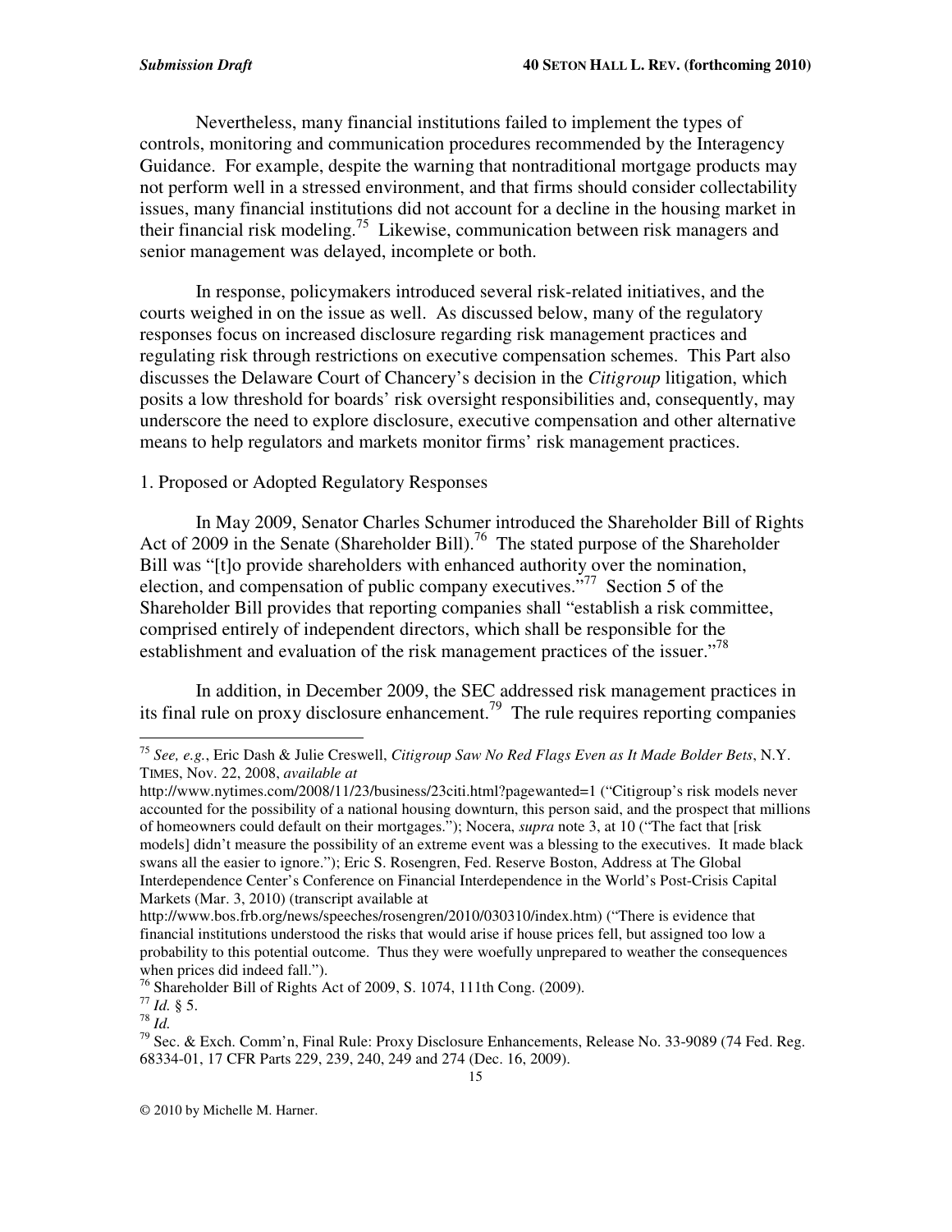Nevertheless, many financial institutions failed to implement the types of controls, monitoring and communication procedures recommended by the Interagency Guidance. For example, despite the warning that nontraditional mortgage products may not perform well in a stressed environment, and that firms should consider collectability issues, many financial institutions did not account for a decline in the housing market in their financial risk modeling.[75] Likewise, communication between risk managers and senior management was delayed, incomplete or both.

In response, policymakers introduced several risk-related initiatives, and the courts weighed in on the issue as well. As discussed below, many of the regulatory responses focus on increased disclosure regarding risk management practices and regulating risk through restrictions on executive compensation schemes. This Part also discusses the Delaware Court of Chancery's decision in the *Citigroup* litigation, which posits a low threshold for boards' risk oversight responsibilities and, consequently, may underscore the need to explore disclosure, executive compensation and other alternative means to help regulators and markets monitor firms' risk management practices.

1. Proposed or Adopted Regulatory Responses

In May 2009, Senator Charles Schumer introduced the Shareholder Bill of Rights Act of 2009 in the Senate (Shareholder Bill).[76] The stated purpose of the Shareholder Bill was "[t]o provide shareholders with enhanced authority over the nomination, election, and compensation of public company executives."[77] Section 5 of the Shareholder Bill provides that reporting companies shall "establish a risk committee, comprised entirely of independent directors, which shall be responsible for the establishment and evaluation of the risk management practices of the issuer."[78]

In addition, in December 2009, the SEC addressed risk management practices in its final rule on proxy disclosure enhancement.[79] The rule requires reporting companies

---

[75] *See, e.g.*, Eric Dash & Julie Creswell, *Citigroup Saw No Red Flags Even as It Made Bolder Bets*, N.Y. TIMES, Nov. 22, 2008, *available at* http://www.nytimes.com/2008/11/23/business/23citi.html?pagewanted=1 ("Citigroup's risk models never accounted for the possibility of a national housing downturn, this person said, and the prospect that millions of homeowners could default on their mortgages."); Nocera, *supra* note 3, at 10 ("The fact that [risk models] didn't measure the possibility of an extreme event was a blessing to the executives. It made black swans all the easier to ignore."); Eric S. Rosengren, Fed. Reserve Boston, Address at The Global Interdependence Center's Conference on Financial Interdependence in the World's Post-Crisis Capital Markets (Mar. 3, 2010) (transcript available at http://www.bos.frb.org/news/speeches/rosengren/2010/030310/index.htm) ("There is evidence that financial institutions understood the risks that would arise if house prices fell, but assigned too low a probability to this potential outcome. Thus they were woefully unprepared to weather the consequences when prices did indeed fall.").

[76] Shareholder Bill of Rights Act of 2009, S. 1074, 111th Cong. (2009).

[77] *Id.* § 5.

[78] *Id.*

[79] Sec. & Exch. Comm'n, Final Rule: Proxy Disclosure Enhancements, Release No. 33-9089 (74 Fed. Reg. 68334-01, 17 CFR Parts 229, 239, 240, 249 and 274 (Dec. 16, 2009).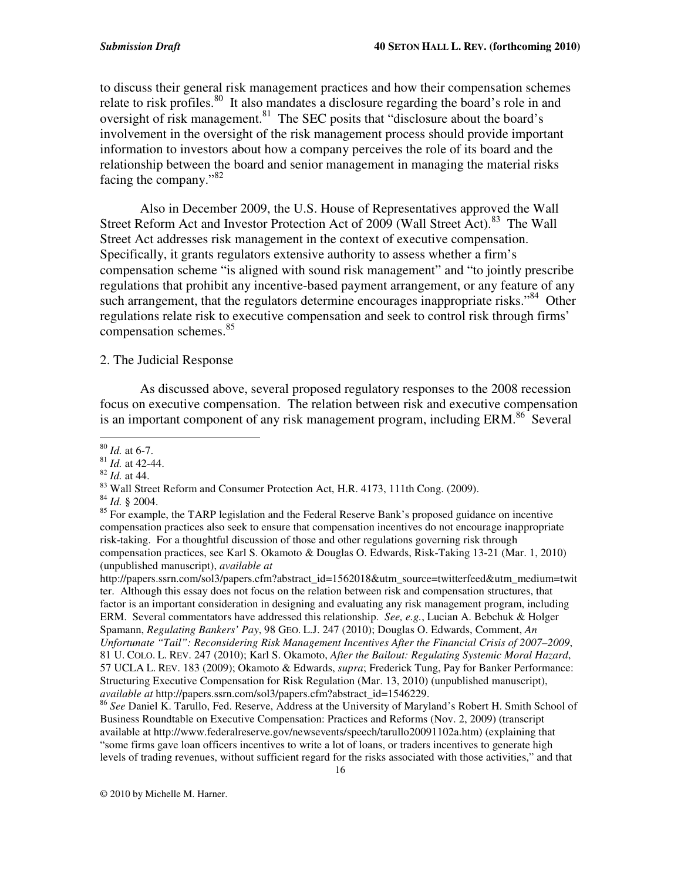to discuss their general risk management practices and how their compensation schemes relate to risk profiles.[80] It also mandates a disclosure regarding the board's role in and oversight of risk management.[81] The SEC posits that "disclosure about the board's involvement in the oversight of the risk management process should provide important information to investors about how a company perceives the role of its board and the relationship between the board and senior management in managing the material risks facing the company."[82]

Also in December 2009, the U.S. House of Representatives approved the Wall Street Reform Act and Investor Protection Act of 2009 (Wall Street Act).[83] The Wall Street Act addresses risk management in the context of executive compensation. Specifically, it grants regulators extensive authority to assess whether a firm's compensation scheme "is aligned with sound risk management" and "to jointly prescribe regulations that prohibit any incentive-based payment arrangement, or any feature of any such arrangement, that the regulators determine encourages inappropriate risks."[84] Other regulations relate risk to executive compensation and seek to control risk through firms' compensation schemes.[85]

2. The Judicial Response

As discussed above, several proposed regulatory responses to the 2008 recession focus on executive compensation. The relation between risk and executive compensation is an important component of any risk management program, including ERM.[86] Several

---

[80] *Id.* at 6-7.

[81] *Id.* at 42-44.

[82] *Id.* at 44.

[83] Wall Street Reform and Consumer Protection Act, H.R. 4173, 111th Cong. (2009).

[84] *Id.* § 2004.

[85] For example, the TARP legislation and the Federal Reserve Bank's proposed guidance on incentive compensation practices also seek to ensure that compensation incentives do not encourage inappropriate risk-taking. For a thoughtful discussion of those and other regulations governing risk through compensation practices, see Karl S. Okamoto & Douglas O. Edwards, Risk-Taking 13-21 (Mar. 1, 2010) (unpublished manuscript), *available at* http://papers.ssrn.com/sol3/papers.cfm?abstract_id=1562018&utm_source=twitterfeed&utm_medium=twitter. Although this essay does not focus on the relation between risk and compensation structures, that factor is an important consideration in designing and evaluating any risk management program, including ERM. Several commentators have addressed this relationship. *See, e.g.*, Lucian A. Bebchuk & Holger Spamann, *Regulating Bankers' Pay*, 98 GEO. L.J. 247 (2010); Douglas O. Edwards, Comment, *An Unfortunate "Tail": Reconsidering Risk Management Incentives After the Financial Crisis of 2007–2009*, 81 U. COLO. L. REV. 247 (2010); Karl S. Okamoto, *After the Bailout: Regulating Systemic Moral Hazard*, 57 UCLA L. REV. 183 (2009); Okamoto & Edwards, *supra*; Frederick Tung, Pay for Banker Performance: Structuring Executive Compensation for Risk Regulation (Mar. 13, 2010) (unpublished manuscript), *available at* http://papers.ssrn.com/sol3/papers.cfm?abstract_id=1546229.

[86] *See* Daniel K. Tarullo, Fed. Reserve, Address at the University of Maryland's Robert H. Smith School of Business Roundtable on Executive Compensation: Practices and Reforms (Nov. 2, 2009) (transcript available at http://www.federalreserve.gov/newsevents/speech/tarullo20091102a.htm) (explaining that "some firms gave loan officers incentives to write a lot of loans, or traders incentives to generate high levels of trading revenues, without sufficient regard for the risks associated with those activities," and that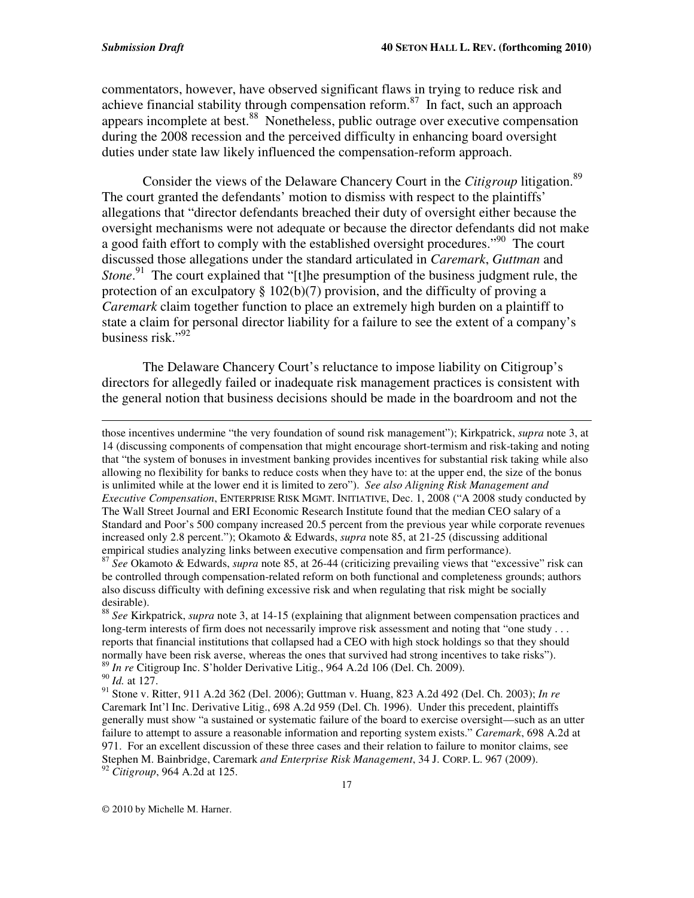commentators, however, have observed significant flaws in trying to reduce risk and achieve financial stability through compensation reform.[87] In fact, such an approach appears incomplete at best.[88] Nonetheless, public outrage over executive compensation during the 2008 recession and the perceived difficulty in enhancing board oversight duties under state law likely influenced the compensation-reform approach.

Consider the views of the Delaware Chancery Court in the *Citigroup* litigation.[89] The court granted the defendants' motion to dismiss with respect to the plaintiffs' allegations that "director defendants breached their duty of oversight either because the oversight mechanisms were not adequate or because the director defendants did not make a good faith effort to comply with the established oversight procedures."[90] The court discussed those allegations under the standard articulated in *Caremark*, *Guttman* and *Stone*.[91] The court explained that "[t]he presumption of the business judgment rule, the protection of an exculpatory § 102(b)(7) provision, and the difficulty of proving a *Caremark* claim together function to place an extremely high burden on a plaintiff to state a claim for personal director liability for a failure to see the extent of a company's business risk."[92]

The Delaware Chancery Court's reluctance to impose liability on Citigroup's directors for allegedly failed or inadequate risk management practices is consistent with the general notion that business decisions should be made in the boardroom and not the

---

those incentives undermine "the very foundation of sound risk management"); Kirkpatrick, *supra* note 3, at 14 (discussing components of compensation that might encourage short-termism and risk-taking and noting that "the system of bonuses in investment banking provides incentives for substantial risk taking while also allowing no flexibility for banks to reduce costs when they have to: at the upper end, the size of the bonus is unlimited while at the lower end it is limited to zero"). *See also Aligning Risk Management and Executive Compensation*, ENTERPRISE RISK MGMT. INITIATIVE, Dec. 1, 2008 ("A 2008 study conducted by The Wall Street Journal and ERI Economic Research Institute found that the median CEO salary of a Standard and Poor's 500 company increased 20.5 percent from the previous year while corporate revenues increased only 2.8 percent."); Okamoto & Edwards, *supra* note 85, at 21-25 (discussing additional empirical studies analyzing links between executive compensation and firm performance).

[87] *See* Okamoto & Edwards, *supra* note 85, at 26-44 (criticizing prevailing views that "excessive" risk can be controlled through compensation-related reform on both functional and completeness grounds; authors also discuss difficulty with defining excessive risk and when regulating that risk might be socially desirable).

[88] *See* Kirkpatrick, *supra* note 3, at 14-15 (explaining that alignment between compensation practices and long-term interests of firm does not necessarily improve risk assessment and noting that "one study . . . reports that financial institutions that collapsed had a CEO with high stock holdings so that they should normally have been risk averse, whereas the ones that survived had strong incentives to take risks").

[89] *In re* Citigroup Inc. S'holder Derivative Litig., 964 A.2d 106 (Del. Ch. 2009).

[90] *Id.* at 127.

[91] Stone v. Ritter, 911 A.2d 362 (Del. 2006); Guttman v. Huang, 823 A.2d 492 (Del. Ch. 2003); *In re* Caremark Int'l Inc. Derivative Litig., 698 A.2d 959 (Del. Ch. 1996). Under this precedent, plaintiffs generally must show "a sustained or systematic failure of the board to exercise oversight—such as an utter failure to attempt to assure a reasonable information and reporting system exists." *Caremark*, 698 A.2d at 971. For an excellent discussion of these three cases and their relation to failure to monitor claims, see Stephen M. Bainbridge, Caremark *and Enterprise Risk Management*, 34 J. CORP. L. 967 (2009).

[92] *Citigroup*, 964 A.2d at 125.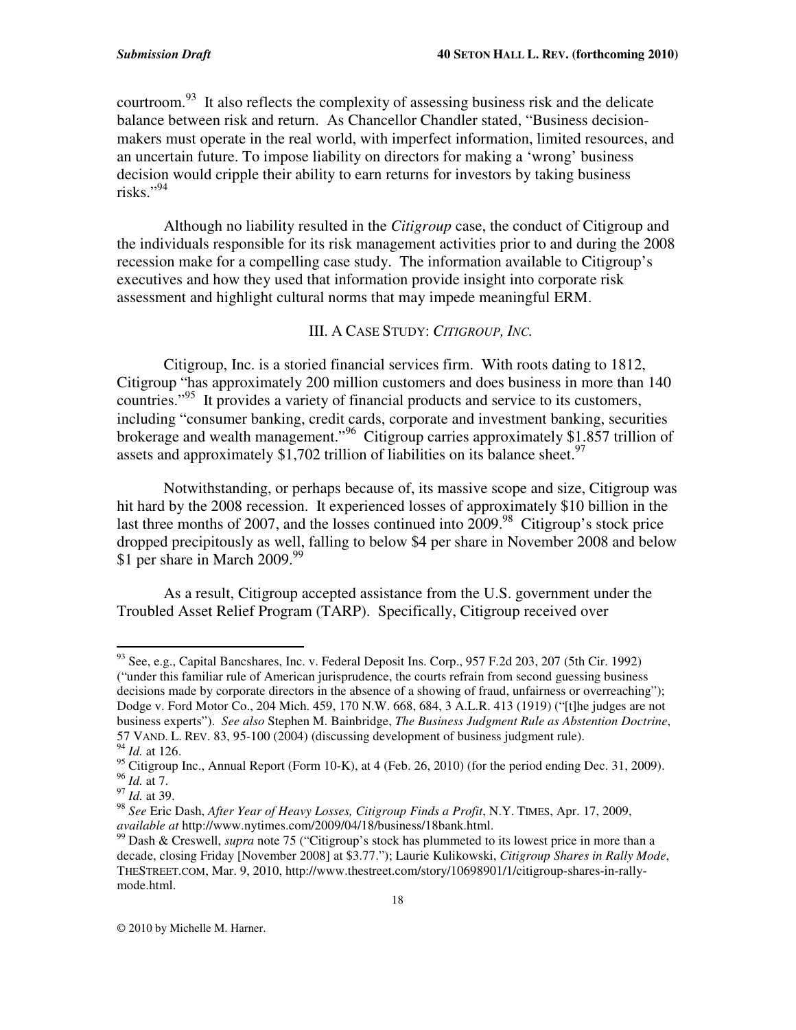courtroom.[93] It also reflects the complexity of assessing business risk and the delicate balance between risk and return. As Chancellor Chandler stated, "Business decision-makers must operate in the real world, with imperfect information, limited resources, and an uncertain future. To impose liability on directors for making a 'wrong' business decision would cripple their ability to earn returns for investors by taking business risks."[94]

Although no liability resulted in the *Citigroup* case, the conduct of Citigroup and the individuals responsible for its risk management activities prior to and during the 2008 recession make for a compelling case study. The information available to Citigroup's executives and how they used that information provide insight into corporate risk assessment and highlight cultural norms that may impede meaningful ERM.

## III. A Case Study: *Citigroup, Inc.*

Citigroup, Inc. is a storied financial services firm. With roots dating to 1812, Citigroup "has approximately 200 million customers and does business in more than 140 countries."[95] It provides a variety of financial products and service to its customers, including "consumer banking, credit cards, corporate and investment banking, securities brokerage and wealth management."[96] Citigroup carries approximately $1.857 trillion of assets and approximately $1,702 trillion of liabilities on its balance sheet.[97]

Notwithstanding, or perhaps because of, its massive scope and size, Citigroup was hit hard by the 2008 recession. It experienced losses of approximately $10 billion in the last three months of 2007, and the losses continued into 2009.[98] Citigroup's stock price dropped precipitously as well, falling to below $4 per share in November 2008 and below $1 per share in March 2009.[99]

As a result, Citigroup accepted assistance from the U.S. government under the Troubled Asset Relief Program (TARP). Specifically, Citigroup received over

---

[93] See, e.g., Capital Bancshares, Inc. v. Federal Deposit Ins. Corp., 957 F.2d 203, 207 (5th Cir. 1992) ("under this familiar rule of American jurisprudence, the courts refrain from second guessing business decisions made by corporate directors in the absence of a showing of fraud, unfairness or overreaching"); Dodge v. Ford Motor Co., 204 Mich. 459, 170 N.W. 668, 684, 3 A.L.R. 413 (1919) ("[t]he judges are not business experts"). *See also* Stephen M. Bainbridge, *The Business Judgment Rule as Abstention Doctrine*, 57 Vand. L. Rev. 83, 95-100 (2004) (discussing development of business judgment rule).

[94] *Id.* at 126.

[95] Citigroup Inc., Annual Report (Form 10-K), at 4 (Feb. 26, 2010) (for the period ending Dec. 31, 2009).

[96] *Id.* at 7.

[97] *Id.* at 39.

[98] *See* Eric Dash, *After Year of Heavy Losses, Citigroup Finds a Profit*, N.Y. Times, Apr. 17, 2009, *available at* http://www.nytimes.com/2009/04/18/business/18bank.html.

[99] Dash & Creswell, *supra* note 75 ("Citigroup's stock has plummeted to its lowest price in more than a decade, closing Friday [November 2008] at $3.77."); Laurie Kulikowski, *Citigroup Shares in Rally Mode*, TheStreet.com, Mar. 9, 2010, http://www.thestreet.com/story/10698901/1/citigroup-shares-in-rally-mode.html.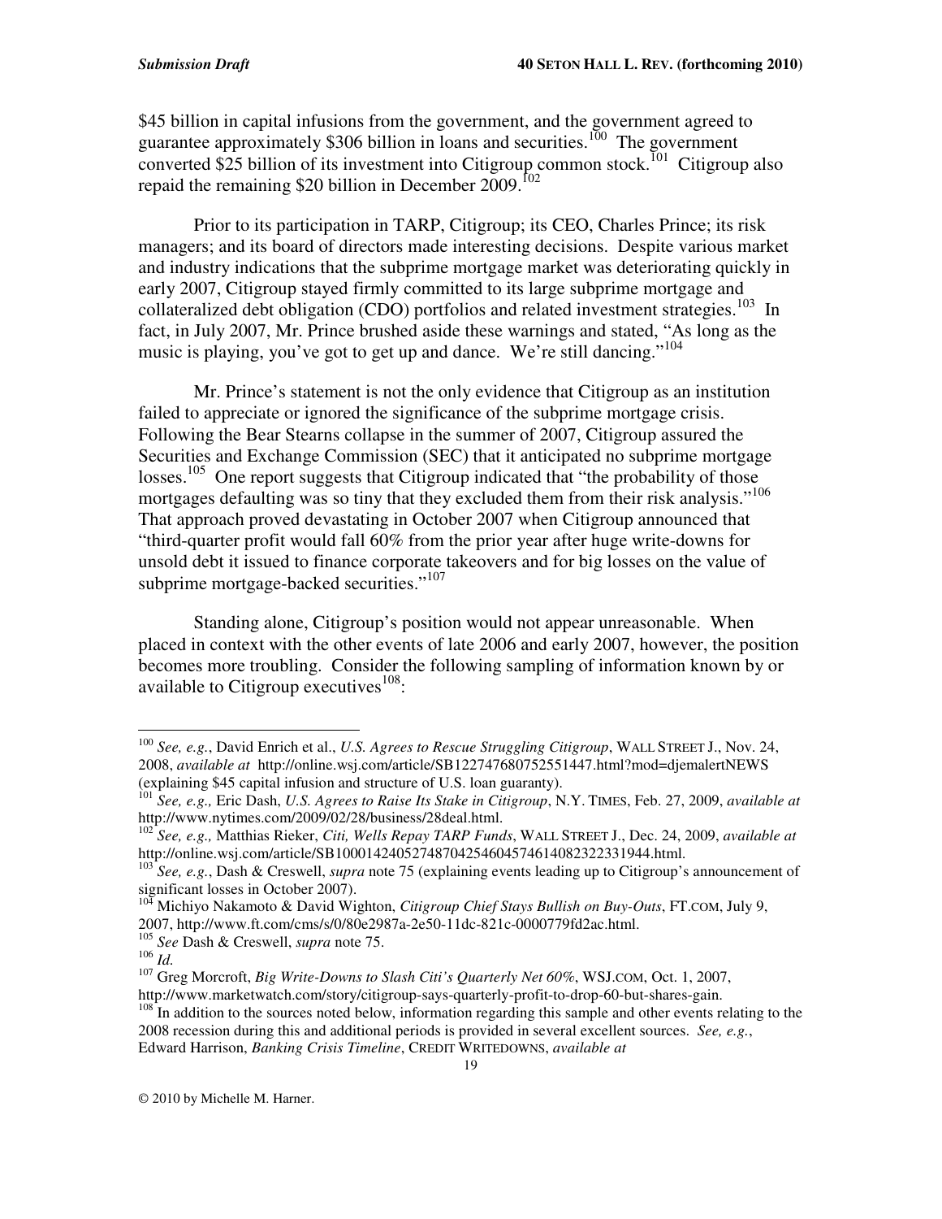$45 billion in capital infusions from the government, and the government agreed to guarantee approximately $306 billion in loans and securities.[100] The government converted $25 billion of its investment into Citigroup common stock.[101] Citigroup also repaid the remaining $20 billion in December 2009.[102]

Prior to its participation in TARP, Citigroup; its CEO, Charles Prince; its risk managers; and its board of directors made interesting decisions. Despite various market and industry indications that the subprime mortgage market was deteriorating quickly in early 2007, Citigroup stayed firmly committed to its large subprime mortgage and collateralized debt obligation (CDO) portfolios and related investment strategies.[103] In fact, in July 2007, Mr. Prince brushed aside these warnings and stated, "As long as the music is playing, you've got to get up and dance. We're still dancing."[104]

Mr. Prince's statement is not the only evidence that Citigroup as an institution failed to appreciate or ignored the significance of the subprime mortgage crisis. Following the Bear Stearns collapse in the summer of 2007, Citigroup assured the Securities and Exchange Commission (SEC) that it anticipated no subprime mortgage losses.[105] One report suggests that Citigroup indicated that "the probability of those mortgages defaulting was so tiny that they excluded them from their risk analysis."[106] That approach proved devastating in October 2007 when Citigroup announced that "third-quarter profit would fall 60% from the prior year after huge write-downs for unsold debt it issued to finance corporate takeovers and for big losses on the value of subprime mortgage-backed securities."[107]

Standing alone, Citigroup's position would not appear unreasonable. When placed in context with the other events of late 2006 and early 2007, however, the position becomes more troubling. Consider the following sampling of information known by or available to Citigroup executives[108]:

---

[100] *See, e.g.*, David Enrich et al., *U.S. Agrees to Rescue Struggling Citigroup*, WALL STREET J., Nov. 24, 2008, *available at* http://online.wsj.com/article/SB122747680752551447.html?mod=djemalertNEWS (explaining $45 capital infusion and structure of U.S. loan guaranty).

[101] *See, e.g.,* Eric Dash, *U.S. Agrees to Raise Its Stake in Citigroup*, N.Y. TIMES, Feb. 27, 2009, *available at* http://www.nytimes.com/2009/02/28/business/28deal.html.

[102] *See, e.g.,* Matthias Rieker, *Citi, Wells Repay TARP Funds*, WALL STREET J., Dec. 24, 2009, *available at* http://online.wsj.com/article/SB10001424052748704254604574614082322331944.html.

[103] *See, e.g.*, Dash & Creswell, *supra* note 75 (explaining events leading up to Citigroup's announcement of significant losses in October 2007).

[104] Michiyo Nakamoto & David Wighton, *Citigroup Chief Stays Bullish on Buy-Outs*, FT.COM, July 9, 2007, http://www.ft.com/cms/s/0/80e2987a-2e50-11dc-821c-0000779fd2ac.html.

[105] *See* Dash & Creswell, *supra* note 75.

[106] *Id.*

[107] Greg Morcroft, *Big Write-Downs to Slash Citi's Quarterly Net 60%*, WSJ.COM, Oct. 1, 2007, http://www.marketwatch.com/story/citigroup-says-quarterly-profit-to-drop-60-but-shares-gain.

[108] In addition to the sources noted below, information regarding this sample and other events relating to the 2008 recession during this and additional periods is provided in several excellent sources. *See, e.g.*, Edward Harrison, *Banking Crisis Timeline*, CREDIT WRITEDOWNS, *available at*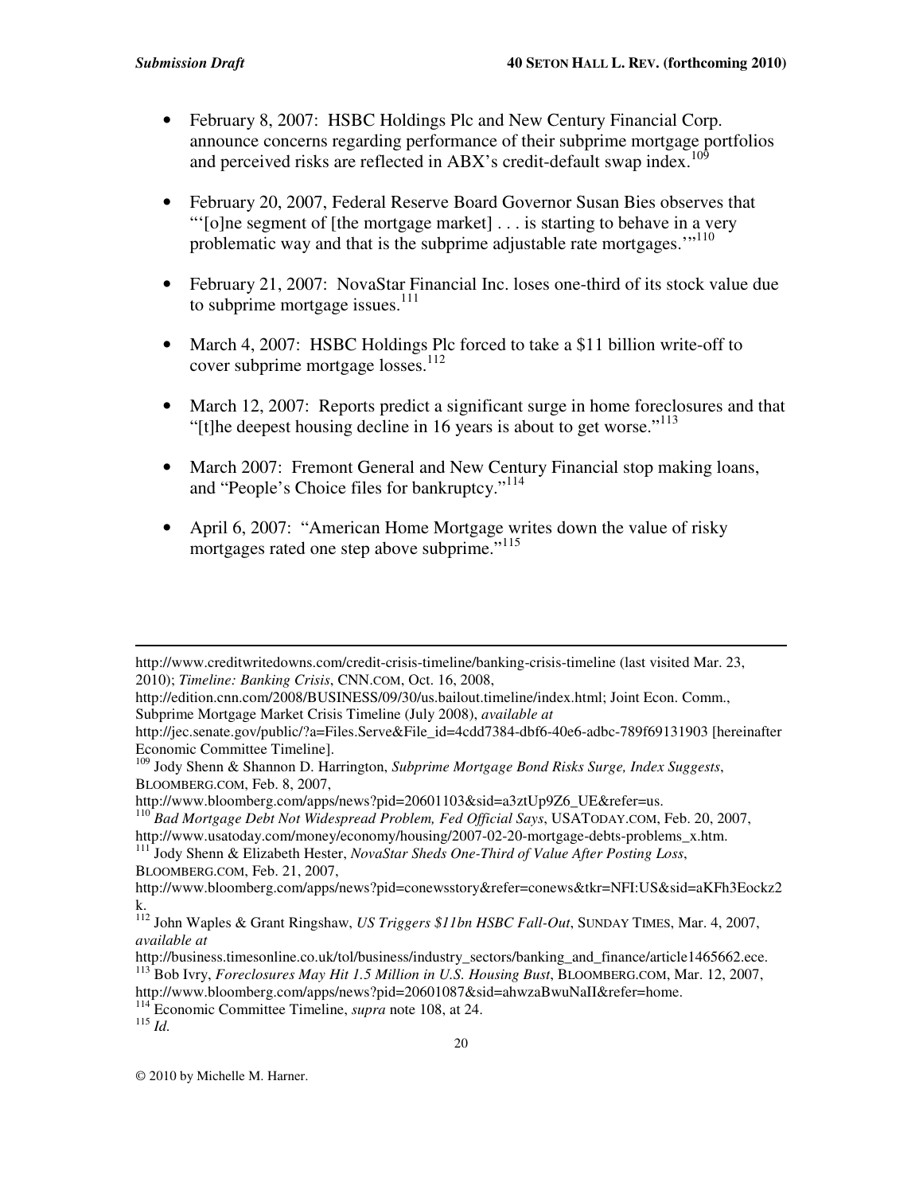- February 8, 2007: HSBC Holdings Plc and New Century Financial Corp. announce concerns regarding performance of their subprime mortgage portfolios and perceived risks are reflected in ABX's credit-default swap index.[109]

- February 20, 2007, Federal Reserve Board Governor Susan Bies observes that "'[o]ne segment of [the mortgage market] . . . is starting to behave in a very problematic way and that is the subprime adjustable rate mortgages.'"[110]

- February 21, 2007: NovaStar Financial Inc. loses one-third of its stock value due to subprime mortgage issues.[111]

- March 4, 2007: HSBC Holdings Plc forced to take a $11 billion write-off to cover subprime mortgage losses.[112]

- March 12, 2007: Reports predict a significant surge in home foreclosures and that "[t]he deepest housing decline in 16 years is about to get worse."[113]

- March 2007: Fremont General and New Century Financial stop making loans, and "People's Choice files for bankruptcy."[114]

- April 6, 2007: "American Home Mortgage writes down the value of risky mortgages rated one step above subprime."[115]

---

http://www.creditwritedowns.com/credit-crisis-timeline/banking-crisis-timeline (last visited Mar. 23, 2010); *Timeline: Banking Crisis*, CNN.COM, Oct. 16, 2008, http://edition.cnn.com/2008/BUSINESS/09/30/us.bailout.timeline/index.html; Joint Econ. Comm., Subprime Mortgage Market Crisis Timeline (July 2008), *available at* http://jec.senate.gov/public/?a=Files.Serve&File_id=4cdd7384-dbf6-40e6-adbc-789f69131903 [hereinafter Economic Committee Timeline].

[109] Jody Shenn & Shannon D. Harrington, *Subprime Mortgage Bond Risks Surge, Index Suggests*, BLOOMBERG.COM, Feb. 8, 2007, http://www.bloomberg.com/apps/news?pid=20601103&sid=a3ztUp9Z6_UE&refer=us.

[110] *Bad Mortgage Debt Not Widespread Problem, Fed Official Says*, USATODAY.COM, Feb. 20, 2007, http://www.usatoday.com/money/economy/housing/2007-02-20-mortgage-debts-problems_x.htm.

[111] Jody Shenn & Elizabeth Hester, *NovaStar Sheds One-Third of Value After Posting Loss*, BLOOMBERG.COM, Feb. 21, 2007, http://www.bloomberg.com/apps/news?pid=conewsstory&refer=conews&tkr=NFI:US&sid=aKFh3Eockz2k.

[112] John Waples & Grant Ringshaw, *US Triggers $11bn HSBC Fall-Out*, SUNDAY TIMES, Mar. 4, 2007, *available at* http://business.timesonline.co.uk/tol/business/industry_sectors/banking_and_finance/article1465662.ece.

[113] Bob Ivry, *Foreclosures May Hit 1.5 Million in U.S. Housing Bust*, BLOOMBERG.COM, Mar. 12, 2007, http://www.bloomberg.com/apps/news?pid=20601087&sid=ahwzaBwuNaII&refer=home.

[114] Economic Committee Timeline, *supra* note 108, at 24.

[115] *Id.*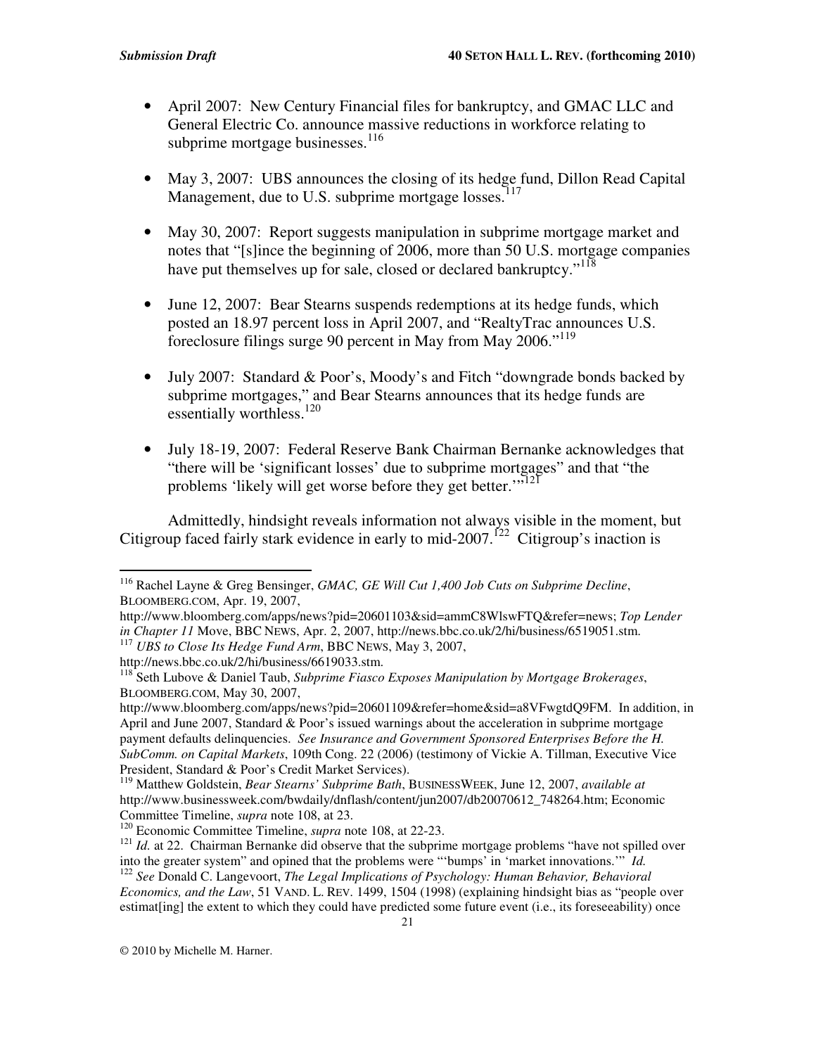- April 2007: New Century Financial files for bankruptcy, and GMAC LLC and General Electric Co. announce massive reductions in workforce relating to subprime mortgage businesses.[116]

- May 3, 2007: UBS announces the closing of its hedge fund, Dillon Read Capital Management, due to U.S. subprime mortgage losses.[117]

- May 30, 2007: Report suggests manipulation in subprime mortgage market and notes that "[s]ince the beginning of 2006, more than 50 U.S. mortgage companies have put themselves up for sale, closed or declared bankruptcy."[118]

- June 12, 2007: Bear Stearns suspends redemptions at its hedge funds, which posted an 18.97 percent loss in April 2007, and "RealtyTrac announces U.S. foreclosure filings surge 90 percent in May from May 2006."[119]

- July 2007: Standard & Poor's, Moody's and Fitch "downgrade bonds backed by subprime mortgages," and Bear Stearns announces that its hedge funds are essentially worthless.[120]

- July 18-19, 2007: Federal Reserve Bank Chairman Bernanke acknowledges that "there will be 'significant losses' due to subprime mortgages" and that "the problems 'likely will get worse before they get better.'"[121]

Admittedly, hindsight reveals information not always visible in the moment, but Citigroup faced fairly stark evidence in early to mid-2007.[122] Citigroup's inaction is

---

[116] Rachel Layne & Greg Bensinger, *GMAC, GE Will Cut 1,400 Job Cuts on Subprime Decline*, BLOOMBERG.COM, Apr. 19, 2007, http://www.bloomberg.com/apps/news?pid=20601103&sid=ammC8WlswFTQ&refer=news; *Top Lender in Chapter 11* Move, BBC NEWS, Apr. 2, 2007, http://news.bbc.co.uk/2/hi/business/6519051.stm.

[117] *UBS to Close Its Hedge Fund Arm*, BBC NEWS, May 3, 2007, http://news.bbc.co.uk/2/hi/business/6619033.stm.

[118] Seth Lubove & Daniel Taub, *Subprime Fiasco Exposes Manipulation by Mortgage Brokerages*, BLOOMBERG.COM, May 30, 2007, http://www.bloomberg.com/apps/news?pid=20601109&refer=home&sid=a8VFwgtdQ9FM. In addition, in April and June 2007, Standard & Poor's issued warnings about the acceleration in subprime mortgage payment defaults delinquencies. *See Insurance and Government Sponsored Enterprises Before the H. SubComm. on Capital Markets*, 109th Cong. 22 (2006) (testimony of Vickie A. Tillman, Executive Vice President, Standard & Poor's Credit Market Services).

[119] Matthew Goldstein, *Bear Stearns' Subprime Bath*, BUSINESSWEEK, June 12, 2007, *available at* http://www.businessweek.com/bwdaily/dnflash/content/jun2007/db20070612_748264.htm; Economic Committee Timeline, *supra* note 108, at 23.

[120] Economic Committee Timeline, *supra* note 108, at 22-23.

[121] *Id.* at 22. Chairman Bernanke did observe that the subprime mortgage problems "have not spilled over into the greater system" and opined that the problems were "'bumps' in 'market innovations.'" *Id.*

[122] *See* Donald C. Langevoort, *The Legal Implications of Psychology: Human Behavior, Behavioral Economics, and the Law*, 51 VAND. L. REV. 1499, 1504 (1998) (explaining hindsight bias as "people over estimat[ing] the extent to which they could have predicted some future event (i.e., its foreseeability) once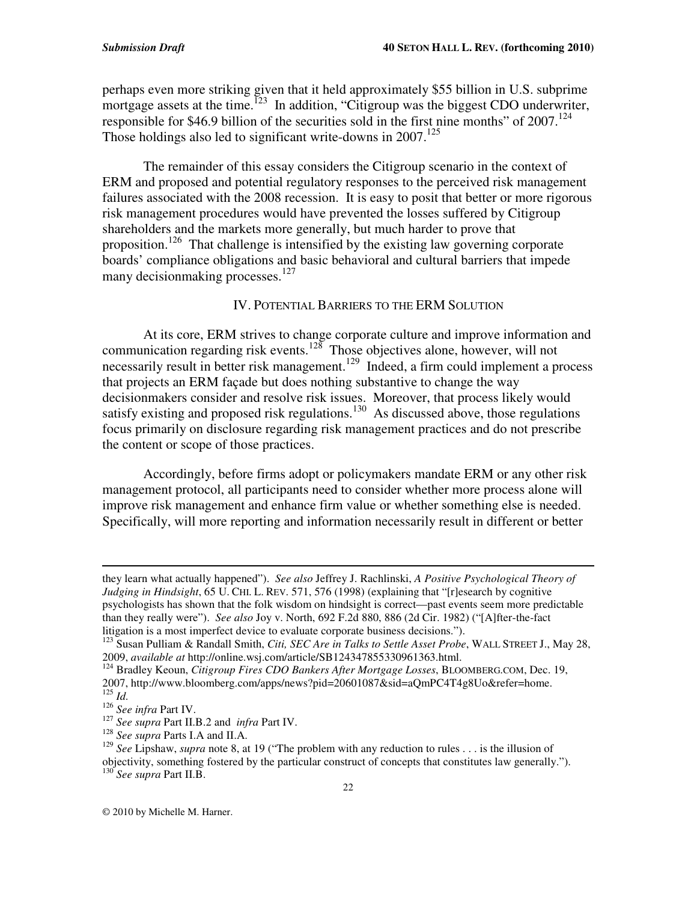perhaps even more striking given that it held approximately $55 billion in U.S. subprime mortgage assets at the time.[123] In addition, "Citigroup was the biggest CDO underwriter, responsible for $46.9 billion of the securities sold in the first nine months" of 2007.[124] Those holdings also led to significant write-downs in 2007.[125]

The remainder of this essay considers the Citigroup scenario in the context of ERM and proposed and potential regulatory responses to the perceived risk management failures associated with the 2008 recession. It is easy to posit that better or more rigorous risk management procedures would have prevented the losses suffered by Citigroup shareholders and the markets more generally, but much harder to prove that proposition.[126] That challenge is intensified by the existing law governing corporate boards' compliance obligations and basic behavioral and cultural barriers that impede many decisionmaking processes.[127]

## IV. POTENTIAL BARRIERS TO THE ERM SOLUTION

At its core, ERM strives to change corporate culture and improve information and communication regarding risk events.[128] Those objectives alone, however, will not necessarily result in better risk management.[129] Indeed, a firm could implement a process that projects an ERM façade but does nothing substantive to change the way decisionmakers consider and resolve risk issues. Moreover, that process likely would satisfy existing and proposed risk regulations.[130] As discussed above, those regulations focus primarily on disclosure regarding risk management practices and do not prescribe the content or scope of those practices.

Accordingly, before firms adopt or policymakers mandate ERM or any other risk management protocol, all participants need to consider whether more process alone will improve risk management and enhance firm value or whether something else is needed. Specifically, will more reporting and information necessarily result in different or better

---

they learn what actually happened"). *See also* Jeffrey J. Rachlinski, *A Positive Psychological Theory of Judging in Hindsight*, 65 U. CHI. L. REV. 571, 576 (1998) (explaining that "[r]esearch by cognitive psychologists has shown that the folk wisdom on hindsight is correct—past events seem more predictable than they really were"). *See also* Joy v. North, 692 F.2d 880, 886 (2d Cir. 1982) ("[A]fter-the-fact litigation is a most imperfect device to evaluate corporate business decisions.").

[123] Susan Pulliam & Randall Smith, *Citi, SEC Are in Talks to Settle Asset Probe*, WALL STREET J., May 28, 2009, *available at* http://online.wsj.com/article/SB124347855330961363.html.

[124] Bradley Keoun, *Citigroup Fires CDO Bankers After Mortgage Losses*, BLOOMBERG.COM, Dec. 19, 2007, http://www.bloomberg.com/apps/news?pid=20601087&sid=aQmPC4T4g8Uo&refer=home.

[125] *Id.*

[126] *See infra* Part IV.

[127] *See supra* Part II.B.2 and *infra* Part IV.

[128] *See supra* Parts I.A and II.A.

[129] *See* Lipshaw, *supra* note 8, at 19 ("The problem with any reduction to rules . . . is the illusion of objectivity, something fostered by the particular construct of concepts that constitutes law generally.").

[130] *See supra* Part II.B.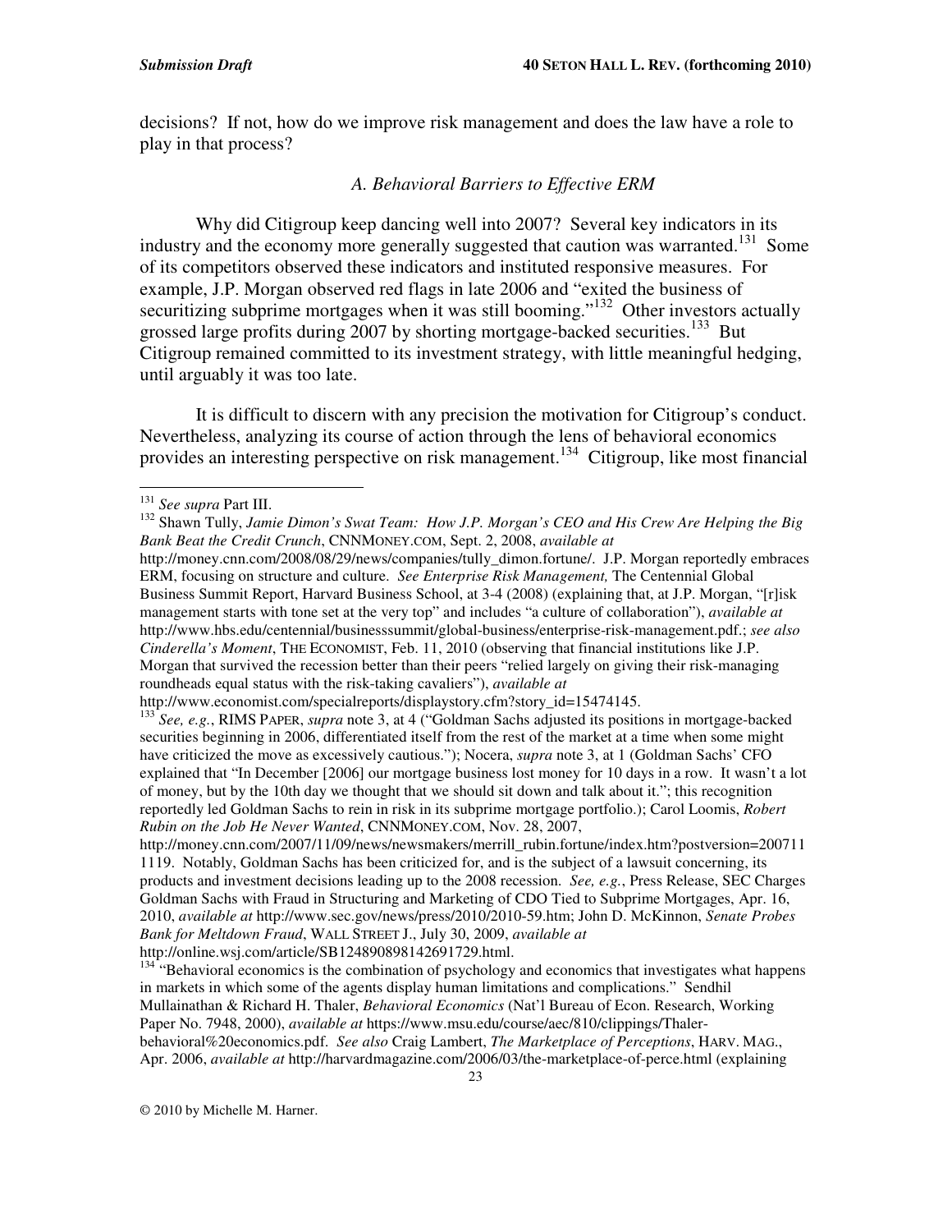decisions? If not, how do we improve risk management and does the law have a role to play in that process?

### *A. Behavioral Barriers to Effective ERM*

Why did Citigroup keep dancing well into 2007? Several key indicators in its industry and the economy more generally suggested that caution was warranted.[131] Some of its competitors observed these indicators and instituted responsive measures. For example, J.P. Morgan observed red flags in late 2006 and "exited the business of securitizing subprime mortgages when it was still booming."[132] Other investors actually grossed large profits during 2007 by shorting mortgage-backed securities.[133] But Citigroup remained committed to its investment strategy, with little meaningful hedging, until arguably it was too late.

It is difficult to discern with any precision the motivation for Citigroup's conduct. Nevertheless, analyzing its course of action through the lens of behavioral economics provides an interesting perspective on risk management.[134] Citigroup, like most financial

---

[131] *See supra* Part III.

[132] Shawn Tully, *Jamie Dimon's Swat Team: How J.P. Morgan's CEO and His Crew Are Helping the Big Bank Beat the Credit Crunch*, CNNMONEY.COM, Sept. 2, 2008, *available at* http://money.cnn.com/2008/08/29/news/companies/tully_dimon.fortune/. J.P. Morgan reportedly embraces ERM, focusing on structure and culture. *See Enterprise Risk Management,* The Centennial Global Business Summit Report, Harvard Business School, at 3-4 (2008) (explaining that, at J.P. Morgan, "[r]isk management starts with tone set at the very top" and includes "a culture of collaboration"), *available at* http://www.hbs.edu/centennial/businesssummit/global-business/enterprise-risk-management.pdf.; *see also Cinderella's Moment*, THE ECONOMIST, Feb. 11, 2010 (observing that financial institutions like J.P. Morgan that survived the recession better than their peers "relied largely on giving their risk-managing roundheads equal status with the risk-taking cavaliers"), *available at* http://www.economist.com/specialreports/displaystory.cfm?story_id=15474145.

[133] *See, e.g.*, RIMS PAPER, *supra* note 3, at 4 ("Goldman Sachs adjusted its positions in mortgage-backed securities beginning in 2006, differentiated itself from the rest of the market at a time when some might have criticized the move as excessively cautious."); Nocera, *supra* note 3, at 1 (Goldman Sachs' CFO explained that "In December [2006] our mortgage business lost money for 10 days in a row. It wasn't a lot of money, but by the 10th day we thought that we should sit down and talk about it."; this recognition reportedly led Goldman Sachs to rein in risk in its subprime mortgage portfolio.); Carol Loomis, *Robert Rubin on the Job He Never Wanted*, CNNMONEY.COM, Nov. 28, 2007, http://money.cnn.com/2007/11/09/news/newsmakers/merrill_rubin.fortune/index.htm?postversion=2007111119. Notably, Goldman Sachs has been criticized for, and is the subject of a lawsuit concerning, its products and investment decisions leading up to the 2008 recession. *See, e.g.*, Press Release, SEC Charges Goldman Sachs with Fraud in Structuring and Marketing of CDO Tied to Subprime Mortgages, Apr. 16, 2010, *available at* http://www.sec.gov/news/press/2010/2010-59.htm; John D. McKinnon, *Senate Probes Bank for Meltdown Fraud*, WALL STREET J., July 30, 2009, *available at* http://online.wsj.com/article/SB124890898142691729.html.

[134] "Behavioral economics is the combination of psychology and economics that investigates what happens in markets in which some of the agents display human limitations and complications." Sendhil Mullainathan & Richard H. Thaler, *Behavioral Economics* (Nat'l Bureau of Econ. Research, Working Paper No. 7948, 2000), *available at* https://www.msu.edu/course/aec/810/clippings/Thaler-behavioral%20economics.pdf. *See also* Craig Lambert, *The Marketplace of Perceptions*, HARV. MAG., Apr. 2006, *available at* http://harvardmagazine.com/2006/03/the-marketplace-of-perce.html (explaining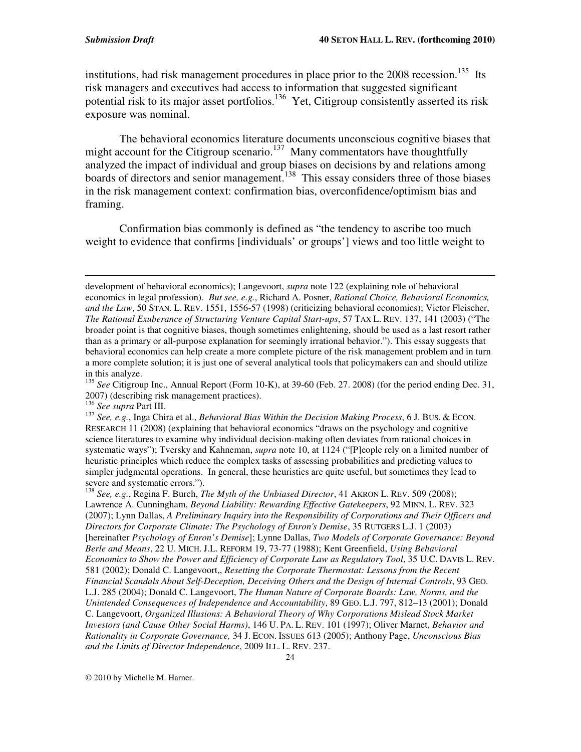institutions, had risk management procedures in place prior to the 2008 recession.[135] Its risk managers and executives had access to information that suggested significant potential risk to its major asset portfolios.[136] Yet, Citigroup consistently asserted its risk exposure was nominal.

The behavioral economics literature documents unconscious cognitive biases that might account for the Citigroup scenario.[137] Many commentators have thoughtfully analyzed the impact of individual and group biases on decisions by and relations among boards of directors and senior management.[138] This essay considers three of those biases in the risk management context: confirmation bias, overconfidence/optimism bias and framing.

Confirmation bias commonly is defined as "the tendency to ascribe too much weight to evidence that confirms [individuals' or groups'] views and too little weight to

---

development of behavioral economics); Langevoort, *supra* note 122 (explaining role of behavioral economics in legal profession). *But see, e.g.*, Richard A. Posner, *Rational Choice, Behavioral Economics, and the Law*, 50 STAN. L. REV. 1551, 1556-57 (1998) (criticizing behavioral economics); Victor Fleischer, *The Rational Exuberance of Structuring Venture Capital Start-ups*, 57 TAX L. REV. 137, 141 (2003) ("The broader point is that cognitive biases, though sometimes enlightening, should be used as a last resort rather than as a primary or all-purpose explanation for seemingly irrational behavior."). This essay suggests that behavioral economics can help create a more complete picture of the risk management problem and in turn a more complete solution; it is just one of several analytical tools that policymakers can and should utilize in this analyze.

[135] *See* Citigroup Inc., Annual Report (Form 10-K), at 39-60 (Feb. 27. 2008) (for the period ending Dec. 31, 2007) (describing risk management practices).

[136] *See supra* Part III.

[137] *See, e.g.*, Inga Chira et al., *Behavioral Bias Within the Decision Making Process*, 6 J. BUS. & ECON. RESEARCH 11 (2008) (explaining that behavioral economics "draws on the psychology and cognitive science literatures to examine why individual decision-making often deviates from rational choices in systematic ways"); Tversky and Kahneman, *supra* note 10, at 1124 ("[P]eople rely on a limited number of heuristic principles which reduce the complex tasks of assessing probabilities and predicting values to simpler judgmental operations. In general, these heuristics are quite useful, but sometimes they lead to severe and systematic errors.").

[138] *See, e.g.*, Regina F. Burch, *The Myth of the Unbiased Director*, 41 AKRON L. REV. 509 (2008); Lawrence A. Cunningham, *Beyond Liability: Rewarding Effective Gatekeepers*, 92 MINN. L. REV. 323 (2007); Lynn Dallas, *A Preliminary Inquiry into the Responsibility of Corporations and Their Officers and Directors for Corporate Climate: The Psychology of Enron's Demise*, 35 RUTGERS L.J. 1 (2003) [hereinafter *Psychology of Enron's Demise*]; Lynne Dallas, *Two Models of Corporate Governance: Beyond Berle and Means*, 22 U. MICH. J.L. REFORM 19, 73-77 (1988); Kent Greenfield, *Using Behavioral Economics to Show the Power and Efficiency of Corporate Law as Regulatory Tool*, 35 U.C. DAVIS L. REV. 581 (2002); Donald C. Langevoort,, *Resetting the Corporate Thermostat: Lessons from the Recent Financial Scandals About Self-Deception, Deceiving Others and the Design of Internal Controls*, 93 GEO. L.J. 285 (2004); Donald C. Langevoort, *The Human Nature of Corporate Boards: Law, Norms, and the Unintended Consequences of Independence and Accountability*, 89 GEO. L.J. 797, 812–13 (2001); Donald C. Langevoort, *Organized Illusions: A Behavioral Theory of Why Corporations Mislead Stock Market Investors (and Cause Other Social Harms)*, 146 U. PA. L. REV. 101 (1997); Oliver Marnet, *Behavior and Rationality in Corporate Governance,* 34 J. ECON. ISSUES 613 (2005); Anthony Page, *Unconscious Bias and the Limits of Director Independence*, 2009 ILL. L. REV. 237.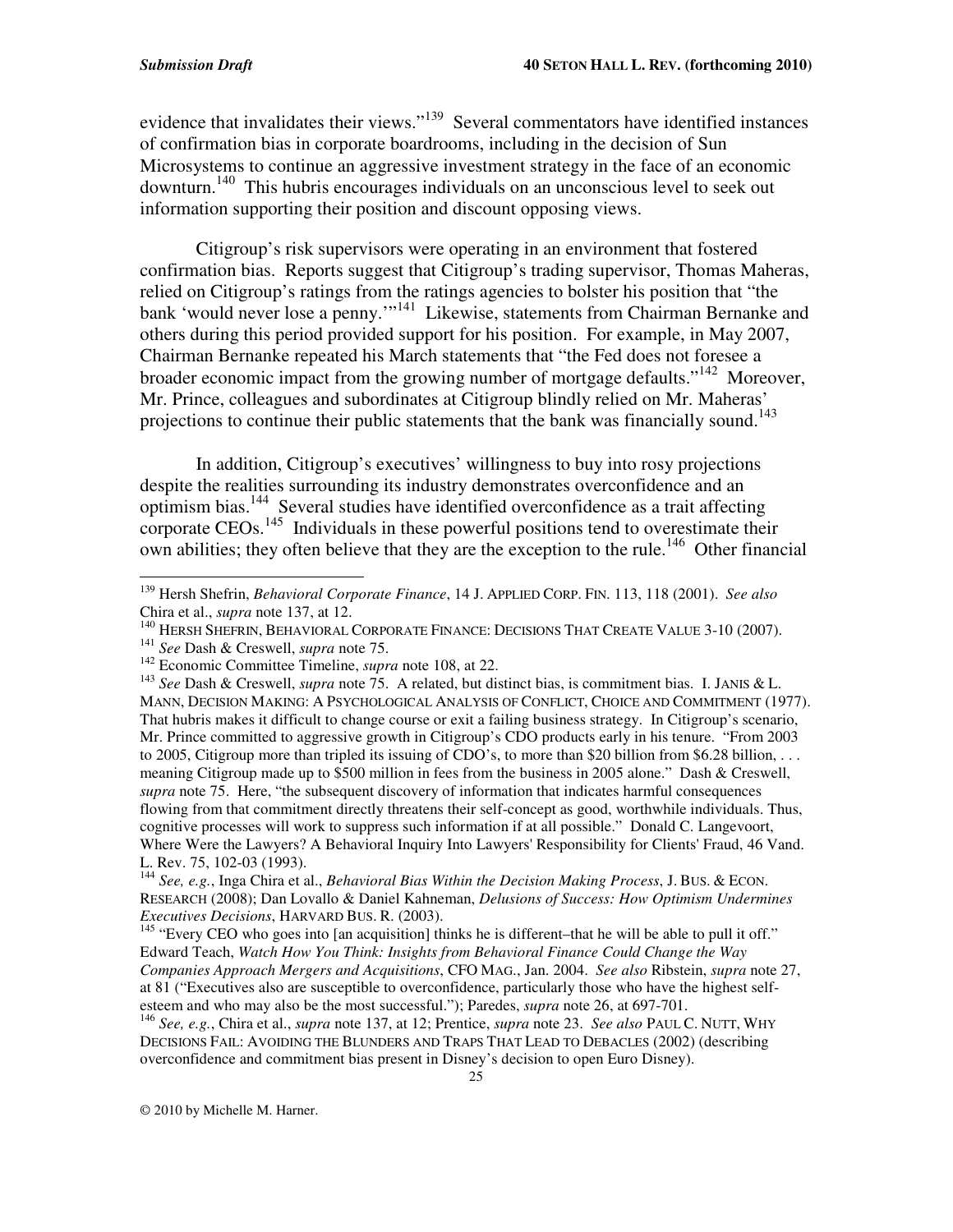evidence that invalidates their views."[139] Several commentators have identified instances of confirmation bias in corporate boardrooms, including in the decision of Sun Microsystems to continue an aggressive investment strategy in the face of an economic downturn.[140] This hubris encourages individuals on an unconscious level to seek out information supporting their position and discount opposing views.

Citigroup's risk supervisors were operating in an environment that fostered confirmation bias. Reports suggest that Citigroup's trading supervisor, Thomas Maheras, relied on Citigroup's ratings from the ratings agencies to bolster his position that "the bank 'would never lose a penny.'"[141] Likewise, statements from Chairman Bernanke and others during this period provided support for his position. For example, in May 2007, Chairman Bernanke repeated his March statements that "the Fed does not foresee a broader economic impact from the growing number of mortgage defaults."[142] Moreover, Mr. Prince, colleagues and subordinates at Citigroup blindly relied on Mr. Maheras' projections to continue their public statements that the bank was financially sound.[143]

In addition, Citigroup's executives' willingness to buy into rosy projections despite the realities surrounding its industry demonstrates overconfidence and an optimism bias.[144] Several studies have identified overconfidence as a trait affecting corporate CEOs.[145] Individuals in these powerful positions tend to overestimate their own abilities; they often believe that they are the exception to the rule.[146] Other financial

---

[139] Hersh Shefrin, *Behavioral Corporate Finance*, 14 J. APPLIED CORP. FIN. 113, 118 (2001). *See also* Chira et al., *supra* note 137, at 12.

[140] HERSH SHEFRIN, BEHAVIORAL CORPORATE FINANCE: DECISIONS THAT CREATE VALUE 3-10 (2007).

[141] *See* Dash & Creswell, *supra* note 75.

[142] Economic Committee Timeline, *supra* note 108, at 22.

[143] *See* Dash & Creswell, *supra* note 75. A related, but distinct bias, is commitment bias. I. JANIS & L. MANN, DECISION MAKING: A PSYCHOLOGICAL ANALYSIS OF CONFLICT, CHOICE AND COMMITMENT (1977). That hubris makes it difficult to change course or exit a failing business strategy. In Citigroup's scenario, Mr. Prince committed to aggressive growth in Citigroup's CDO products early in his tenure. "From 2003 to 2005, Citigroup more than tripled its issuing of CDO's, to more than $20 billion from $6.28 billion, . . . meaning Citigroup made up to $500 million in fees from the business in 2005 alone." Dash & Creswell, *supra* note 75. Here, "the subsequent discovery of information that indicates harmful consequences flowing from that commitment directly threatens their self-concept as good, worthwhile individuals. Thus, cognitive processes will work to suppress such information if at all possible." Donald C. Langevoort, Where Were the Lawyers? A Behavioral Inquiry Into Lawyers' Responsibility for Clients' Fraud, 46 Vand. L. Rev. 75, 102-03 (1993).

[144] *See, e.g.*, Inga Chira et al., *Behavioral Bias Within the Decision Making Process*, J. BUS. & ECON. RESEARCH (2008); Dan Lovallo & Daniel Kahneman, *Delusions of Success: How Optimism Undermines Executives Decisions*, HARVARD BUS. R. (2003).

[145] "Every CEO who goes into [an acquisition] thinks he is different–that he will be able to pull it off." Edward Teach, *Watch How You Think: Insights from Behavioral Finance Could Change the Way Companies Approach Mergers and Acquisitions*, CFO MAG., Jan. 2004. *See also* Ribstein, *supra* note 27, at 81 ("Executives also are susceptible to overconfidence, particularly those who have the highest self-esteem and who may also be the most successful."); Paredes, *supra* note 26, at 697-701.

[146] *See, e.g.*, Chira et al., *supra* note 137, at 12; Prentice, *supra* note 23. *See also* PAUL C. NUTT, WHY DECISIONS FAIL: AVOIDING THE BLUNDERS AND TRAPS THAT LEAD TO DEBACLES (2002) (describing overconfidence and commitment bias present in Disney's decision to open Euro Disney).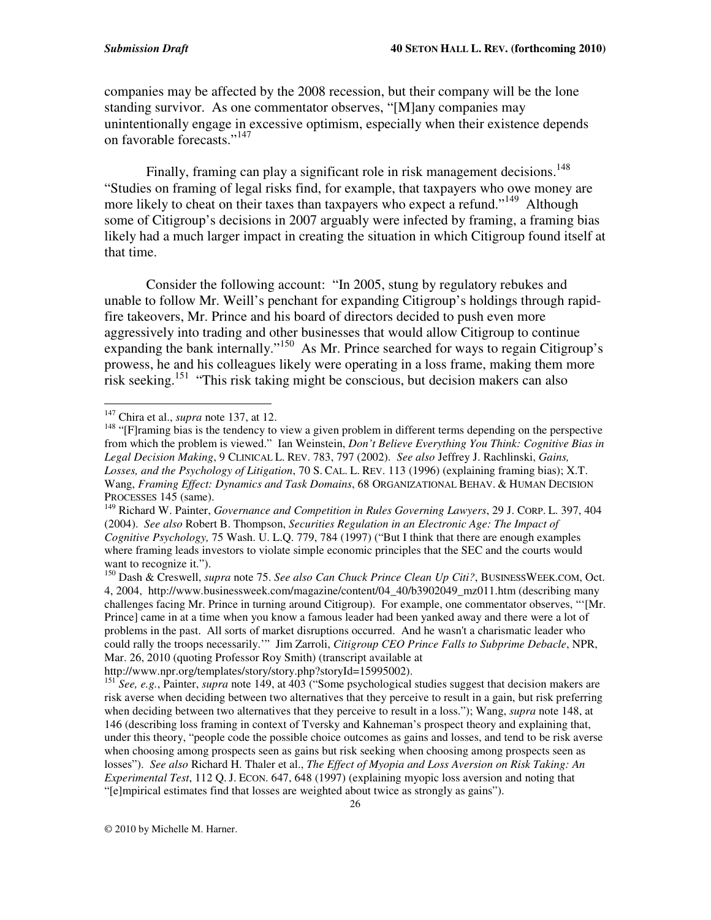companies may be affected by the 2008 recession, but their company will be the lone standing survivor. As one commentator observes, "[M]any companies may unintentionally engage in excessive optimism, especially when their existence depends on favorable forecasts."[147]

Finally, framing can play a significant role in risk management decisions.[148] "Studies on framing of legal risks find, for example, that taxpayers who owe money are more likely to cheat on their taxes than taxpayers who expect a refund."[149] Although some of Citigroup's decisions in 2007 arguably were infected by framing, a framing bias likely had a much larger impact in creating the situation in which Citigroup found itself at that time.

Consider the following account: "In 2005, stung by regulatory rebukes and unable to follow Mr. Weill's penchant for expanding Citigroup's holdings through rapid-fire takeovers, Mr. Prince and his board of directors decided to push even more aggressively into trading and other businesses that would allow Citigroup to continue expanding the bank internally."[150] As Mr. Prince searched for ways to regain Citigroup's prowess, he and his colleagues likely were operating in a loss frame, making them more risk seeking.[151] "This risk taking might be conscious, but decision makers can also

---

[147] Chira et al., *supra* note 137, at 12.

[148] "[F]raming bias is the tendency to view a given problem in different terms depending on the perspective from which the problem is viewed." Ian Weinstein, *Don't Believe Everything You Think: Cognitive Bias in Legal Decision Making*, 9 CLINICAL L. REV. 783, 797 (2002). *See also* Jeffrey J. Rachlinski, *Gains, Losses, and the Psychology of Litigation*, 70 S. CAL. L. REV. 113 (1996) (explaining framing bias); X.T. Wang, *Framing Effect: Dynamics and Task Domains*, 68 ORGANIZATIONAL BEHAV. & HUMAN DECISION PROCESSES 145 (same).

[149] Richard W. Painter, *Governance and Competition in Rules Governing Lawyers*, 29 J. CORP. L. 397, 404 (2004). *See also* Robert B. Thompson, *Securities Regulation in an Electronic Age: The Impact of Cognitive Psychology,* 75 Wash. U. L.Q. 779, 784 (1997) ("But I think that there are enough examples where framing leads investors to violate simple economic principles that the SEC and the courts would want to recognize it.").

[150] Dash & Creswell, *supra* note 75. *See also Can Chuck Prince Clean Up Citi?*, BUSINESSWEEK.COM, Oct. 4, 2004, http://www.businessweek.com/magazine/content/04_40/b3902049_mz011.htm (describing many challenges facing Mr. Prince in turning around Citigroup). For example, one commentator observes, "'[Mr. Prince] came in at a time when you know a famous leader had been yanked away and there were a lot of problems in the past. All sorts of market disruptions occurred. And he wasn't a charismatic leader who could rally the troops necessarily.'" Jim Zarroli, *Citigroup CEO Prince Falls to Subprime Debacle*, NPR, Mar. 26, 2010 (quoting Professor Roy Smith) (transcript available at http://www.npr.org/templates/story/story.php?storyId=15995002).

[151] *See, e.g.*, Painter, *supra* note 149, at 403 ("Some psychological studies suggest that decision makers are risk averse when deciding between two alternatives that they perceive to result in a gain, but risk preferring when deciding between two alternatives that they perceive to result in a loss."); Wang, *supra* note 148, at 146 (describing loss framing in context of Tversky and Kahneman's prospect theory and explaining that, under this theory, "people code the possible choice outcomes as gains and losses, and tend to be risk averse when choosing among prospects seen as gains but risk seeking when choosing among prospects seen as losses"). *See also* Richard H. Thaler et al., *The Effect of Myopia and Loss Aversion on Risk Taking: An Experimental Test*, 112 Q. J. ECON. 647, 648 (1997) (explaining myopic loss aversion and noting that "[e]mpirical estimates find that losses are weighted about twice as strongly as gains").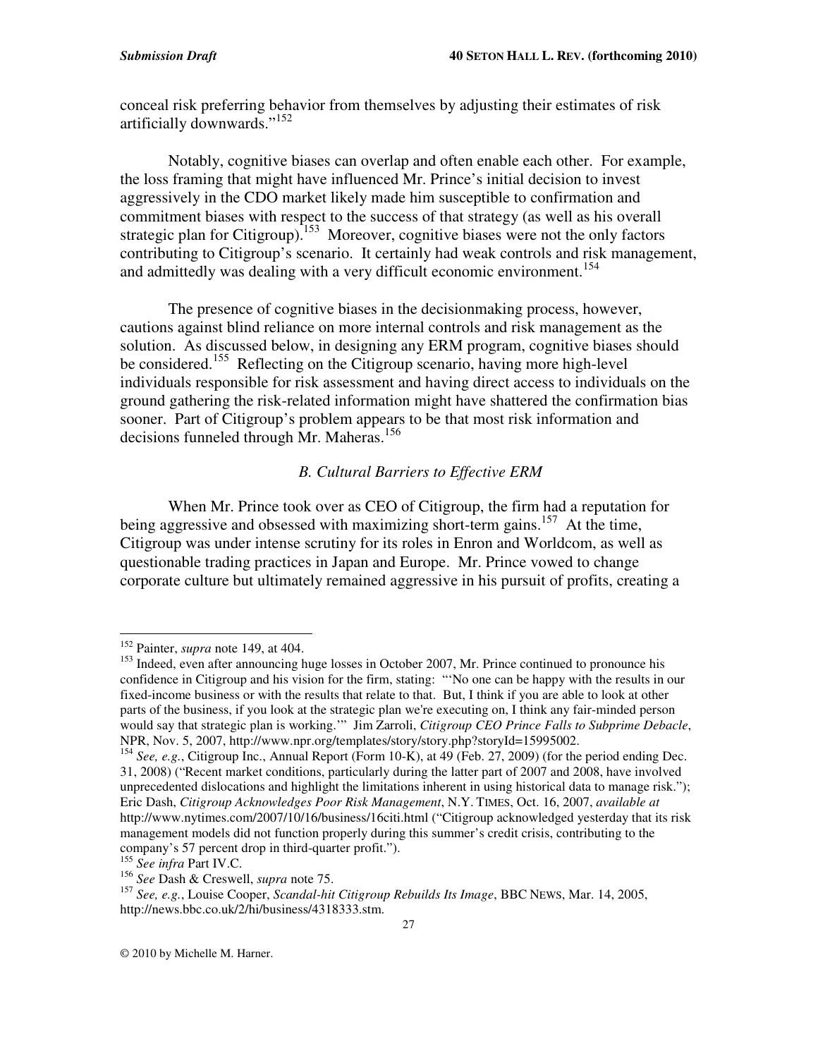conceal risk preferring behavior from themselves by adjusting their estimates of risk artificially downwards."[152]

Notably, cognitive biases can overlap and often enable each other. For example, the loss framing that might have influenced Mr. Prince's initial decision to invest aggressively in the CDO market likely made him susceptible to confirmation and commitment biases with respect to the success of that strategy (as well as his overall strategic plan for Citigroup).[153] Moreover, cognitive biases were not the only factors contributing to Citigroup's scenario. It certainly had weak controls and risk management, and admittedly was dealing with a very difficult economic environment.[154]

The presence of cognitive biases in the decisionmaking process, however, cautions against blind reliance on more internal controls and risk management as the solution. As discussed below, in designing any ERM program, cognitive biases should be considered.[155] Reflecting on the Citigroup scenario, having more high-level individuals responsible for risk assessment and having direct access to individuals on the ground gathering the risk-related information might have shattered the confirmation bias sooner. Part of Citigroup's problem appears to be that most risk information and decisions funneled through Mr. Maheras.[156]

### *B. Cultural Barriers to Effective ERM*

When Mr. Prince took over as CEO of Citigroup, the firm had a reputation for being aggressive and obsessed with maximizing short-term gains.[157] At the time, Citigroup was under intense scrutiny for its roles in Enron and Worldcom, as well as questionable trading practices in Japan and Europe. Mr. Prince vowed to change corporate culture but ultimately remained aggressive in his pursuit of profits, creating a

---

[152] Painter, *supra* note 149, at 404.

[153] Indeed, even after announcing huge losses in October 2007, Mr. Prince continued to pronounce his confidence in Citigroup and his vision for the firm, stating: "'No one can be happy with the results in our fixed-income business or with the results that relate to that. But, I think if you are able to look at other parts of the business, if you look at the strategic plan we're executing on, I think any fair-minded person would say that strategic plan is working.'" Jim Zarroli, *Citigroup CEO Prince Falls to Subprime Debacle*, NPR, Nov. 5, 2007, http://www.npr.org/templates/story/story.php?storyId=15995002.

[154] *See, e.g.*, Citigroup Inc., Annual Report (Form 10-K), at 49 (Feb. 27, 2009) (for the period ending Dec. 31, 2008) ("Recent market conditions, particularly during the latter part of 2007 and 2008, have involved unprecedented dislocations and highlight the limitations inherent in using historical data to manage risk."); Eric Dash, *Citigroup Acknowledges Poor Risk Management*, N.Y. TIMES, Oct. 16, 2007, *available at* http://www.nytimes.com/2007/10/16/business/16citi.html ("Citigroup acknowledged yesterday that its risk management models did not function properly during this summer's credit crisis, contributing to the company's 57 percent drop in third-quarter profit.").

[155] *See infra* Part IV.C.

[156] *See* Dash & Creswell, *supra* note 75.

[157] *See, e.g.*, Louise Cooper, *Scandal-hit Citigroup Rebuilds Its Image*, BBC NEWS, Mar. 14, 2005, http://news.bbc.co.uk/2/hi/business/4318333.stm.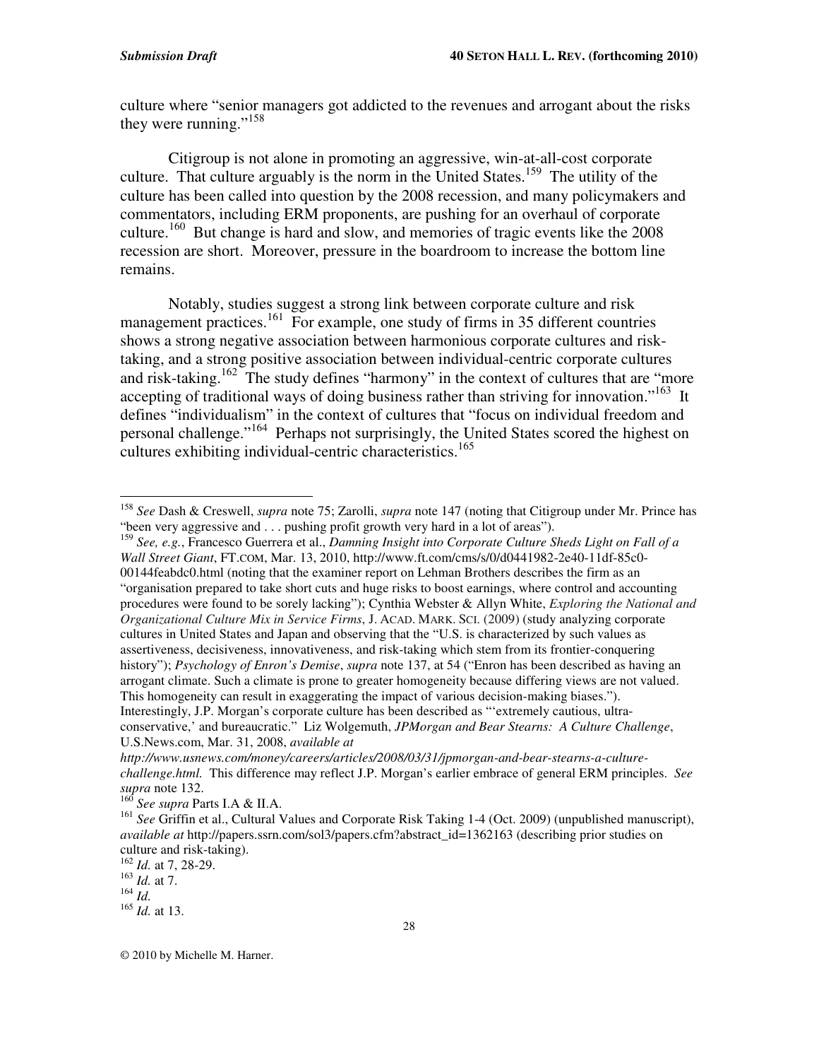culture where "senior managers got addicted to the revenues and arrogant about the risks they were running."[158]

Citigroup is not alone in promoting an aggressive, win-at-all-cost corporate culture. That culture arguably is the norm in the United States.[159] The utility of the culture has been called into question by the 2008 recession, and many policymakers and commentators, including ERM proponents, are pushing for an overhaul of corporate culture.[160] But change is hard and slow, and memories of tragic events like the 2008 recession are short. Moreover, pressure in the boardroom to increase the bottom line remains.

Notably, studies suggest a strong link between corporate culture and risk management practices.[161] For example, one study of firms in 35 different countries shows a strong negative association between harmonious corporate cultures and risk-taking, and a strong positive association between individual-centric corporate cultures and risk-taking.[162] The study defines "harmony" in the context of cultures that are "more accepting of traditional ways of doing business rather than striving for innovation."[163] It defines "individualism" in the context of cultures that "focus on individual freedom and personal challenge."[164] Perhaps not surprisingly, the United States scored the highest on cultures exhibiting individual-centric characteristics.[165]

---

[158] *See* Dash & Creswell, *supra* note 75; Zarolli, *supra* note 147 (noting that Citigroup under Mr. Prince has "been very aggressive and . . . pushing profit growth very hard in a lot of areas").

[159] *See, e.g.*, Francesco Guerrera et al., *Damning Insight into Corporate Culture Sheds Light on Fall of a Wall Street Giant*, FT.COM, Mar. 13, 2010, http://www.ft.com/cms/s/0/d0441982-2e40-11df-85c0-00144feabdc0.html (noting that the examiner report on Lehman Brothers describes the firm as an "organisation prepared to take short cuts and huge risks to boost earnings, where control and accounting procedures were found to be sorely lacking"); Cynthia Webster & Allyn White, *Exploring the National and Organizational Culture Mix in Service Firms*, J. ACAD. MARK. SCI. (2009) (study analyzing corporate cultures in United States and Japan and observing that the "U.S. is characterized by such values as assertiveness, decisiveness, innovativeness, and risk-taking which stem from its frontier-conquering history"); *Psychology of Enron's Demise*, *supra* note 137, at 54 ("Enron has been described as having an arrogant climate. Such a climate is prone to greater homogeneity because differing views are not valued. This homogeneity can result in exaggerating the impact of various decision-making biases."). Interestingly, J.P. Morgan's corporate culture has been described as "'extremely cautious, ultra-conservative,' and bureaucratic." Liz Wolgemuth, *JPMorgan and Bear Stearns: A Culture Challenge*, U.S.News.com, Mar. 31, 2008, *available at http://www.usnews.com/money/careers/articles/2008/03/31/jpmorgan-and-bear-stearns-a-culture-challenge.html.* This difference may reflect J.P. Morgan's earlier embrace of general ERM principles. *See supra* note 132.

[160] *See supra* Parts I.A & II.A.

[161] *See* Griffin et al., Cultural Values and Corporate Risk Taking 1-4 (Oct. 2009) (unpublished manuscript), *available at* http://papers.ssrn.com/sol3/papers.cfm?abstract_id=1362163 (describing prior studies on culture and risk-taking).

[162] *Id.* at 7, 28-29.

[163] *Id.* at 7.

[164] *Id.*

[165] *Id.* at 13.

© 2010 by Michelle M. Harner.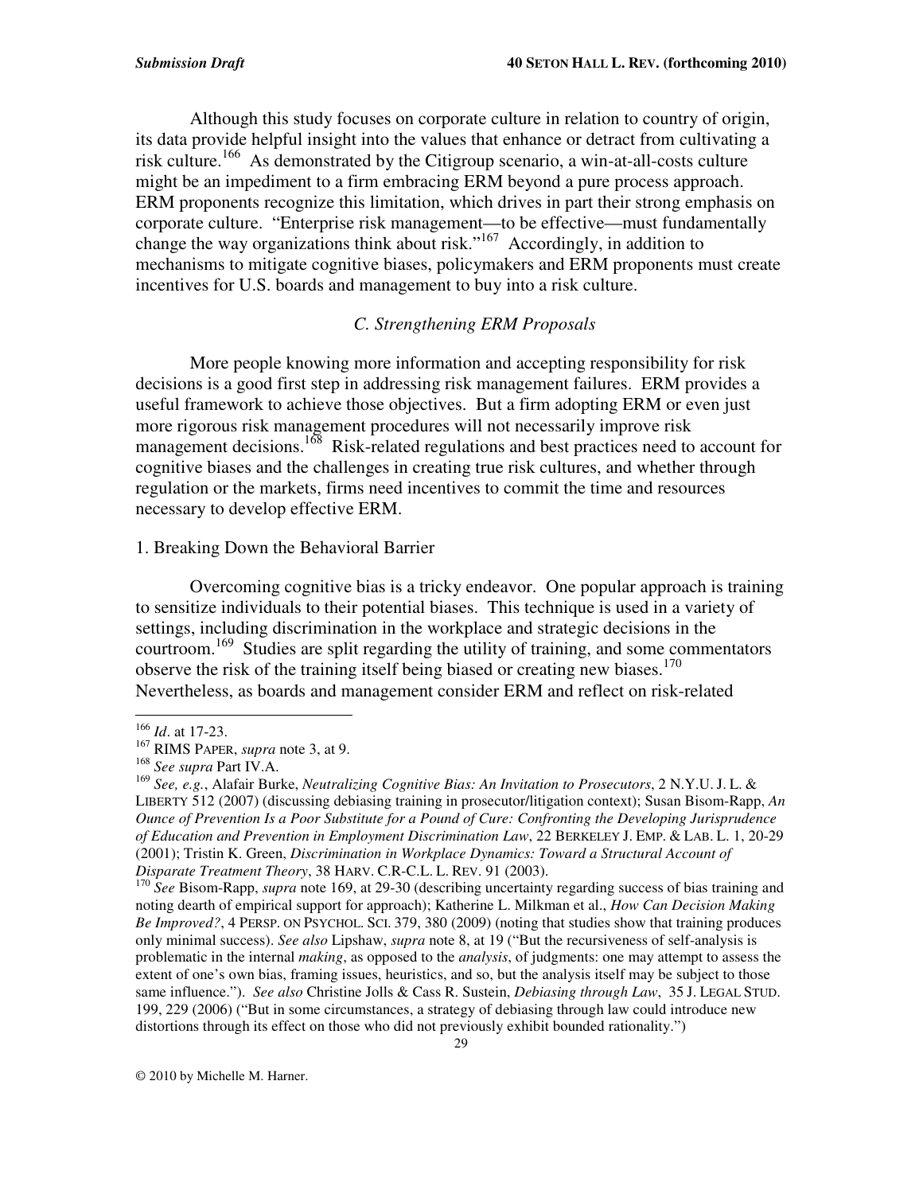Although this study focuses on corporate culture in relation to country of origin, its data provide helpful insight into the values that enhance or detract from cultivating a risk culture.[166] As demonstrated by the Citigroup scenario, a win-at-all-costs culture might be an impediment to a firm embracing ERM beyond a pure process approach. ERM proponents recognize this limitation, which drives in part their strong emphasis on corporate culture. "Enterprise risk management—to be effective—must fundamentally change the way organizations think about risk."[167] Accordingly, in addition to mechanisms to mitigate cognitive biases, policymakers and ERM proponents must create incentives for U.S. boards and management to buy into a risk culture.

### *C. Strengthening ERM Proposals*

More people knowing more information and accepting responsibility for risk decisions is a good first step in addressing risk management failures. ERM provides a useful framework to achieve those objectives. But a firm adopting ERM or even just more rigorous risk management procedures will not necessarily improve risk management decisions.[168] Risk-related regulations and best practices need to account for cognitive biases and the challenges in creating true risk cultures, and whether through regulation or the markets, firms need incentives to commit the time and resources necessary to develop effective ERM.

#### 1. Breaking Down the Behavioral Barrier

Overcoming cognitive bias is a tricky endeavor. One popular approach is training to sensitize individuals to their potential biases. This technique is used in a variety of settings, including discrimination in the workplace and strategic decisions in the courtroom.[169] Studies are split regarding the utility of training, and some commentators observe the risk of the training itself being biased or creating new biases.[170] Nevertheless, as boards and management consider ERM and reflect on risk-related

---

[166] *Id*. at 17-23.

[167] RIMS PAPER, *supra* note 3, at 9.

[168] *See supra* Part IV.A.

[169] *See, e.g.*, Alafair Burke, *Neutralizing Cognitive Bias: An Invitation to Prosecutors*, 2 N.Y.U. J. L. & LIBERTY 512 (2007) (discussing debiasing training in prosecutor/litigation context); Susan Bisom-Rapp, *An Ounce of Prevention Is a Poor Substitute for a Pound of Cure: Confronting the Developing Jurisprudence of Education and Prevention in Employment Discrimination Law*, 22 BERKELEY J. EMP. & LAB. L. 1, 20-29 (2001); Tristin K. Green, *Discrimination in Workplace Dynamics: Toward a Structural Account of Disparate Treatment Theory*, 38 HARV. C.R-C.L. L. REV. 91 (2003).

[170] *See* Bisom-Rapp, *supra* note 169, at 29-30 (describing uncertainty regarding success of bias training and noting dearth of empirical support for approach); Katherine L. Milkman et al., *How Can Decision Making Be Improved?*, 4 PERSP. ON PSYCHOL. SCI. 379, 380 (2009) (noting that studies show that training produces only minimal success). *See also* Lipshaw, *supra* note 8, at 19 ("But the recursiveness of self-analysis is problematic in the internal *making*, as opposed to the *analysis*, of judgments: one may attempt to assess the extent of one's own bias, framing issues, heuristics, and so, but the analysis itself may be subject to those same influence."). *See also* Christine Jolls & Cass R. Sustein, *Debiasing through Law*, 35 J. LEGAL STUD. 199, 229 (2006) ("But in some circumstances, a strategy of debiasing through law could introduce new distortions through its effect on those who did not previously exhibit bounded rationality.")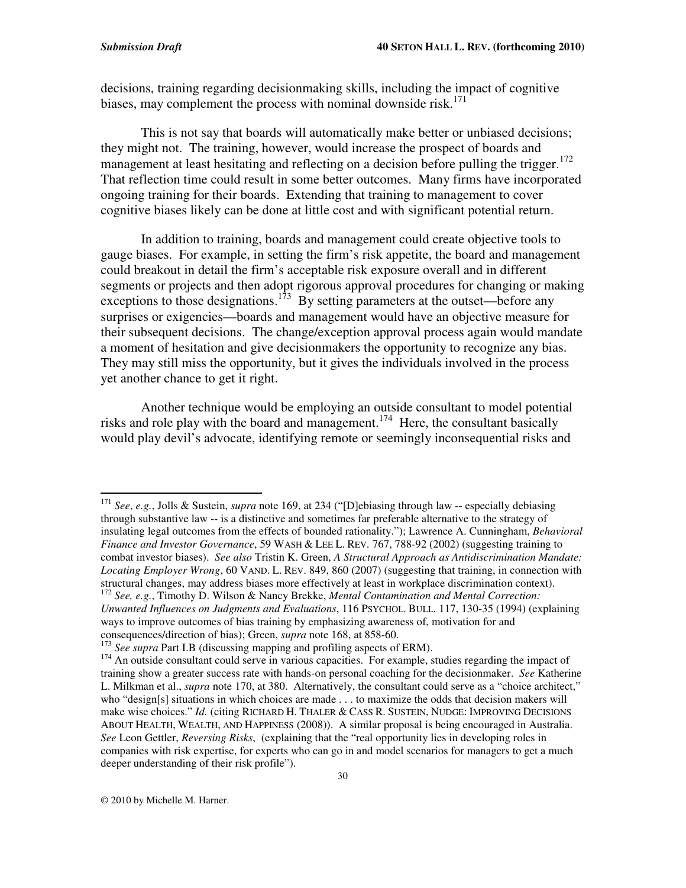decisions, training regarding decisionmaking skills, including the impact of cognitive biases, may complement the process with nominal downside risk.[171]

This is not say that boards will automatically make better or unbiased decisions; they might not. The training, however, would increase the prospect of boards and management at least hesitating and reflecting on a decision before pulling the trigger.[172] That reflection time could result in some better outcomes. Many firms have incorporated ongoing training for their boards. Extending that training to management to cover cognitive biases likely can be done at little cost and with significant potential return.

In addition to training, boards and management could create objective tools to gauge biases. For example, in setting the firm's risk appetite, the board and management could breakout in detail the firm's acceptable risk exposure overall and in different segments or projects and then adopt rigorous approval procedures for changing or making exceptions to those designations.[173] By setting parameters at the outset—before any surprises or exigencies—boards and management would have an objective measure for their subsequent decisions. The change/exception approval process again would mandate a moment of hesitation and give decisionmakers the opportunity to recognize any bias. They may still miss the opportunity, but it gives the individuals involved in the process yet another chance to get it right.

Another technique would be employing an outside consultant to model potential risks and role play with the board and management.[174] Here, the consultant basically would play devil's advocate, identifying remote or seemingly inconsequential risks and

---

[171] *See*, *e.g.*, Jolls & Sustein, *supra* note 169, at 234 ("[D]ebiasing through law -- especially debiasing through substantive law -- is a distinctive and sometimes far preferable alternative to the strategy of insulating legal outcomes from the effects of bounded rationality."); Lawrence A. Cunningham, *Behavioral Finance and Investor Governance*, 59 WASH & LEE L. REV. 767, 788-92 (2002) (suggesting training to combat investor biases). *See also* Tristin K. Green, *A Structural Approach as Antidiscrimination Mandate: Locating Employer Wrong*, 60 VAND. L. REV. 849, 860 (2007) (suggesting that training, in connection with structural changes, may address biases more effectively at least in workplace discrimination context).

[172] *See, e.g.*, Timothy D. Wilson & Nancy Brekke, *Mental Contamination and Mental Correction: Unwanted Influences on Judgments and Evaluations*, 116 PSYCHOL. BULL. 117, 130-35 (1994) (explaining ways to improve outcomes of bias training by emphasizing awareness of, motivation for and consequences/direction of bias); Green, *supra* note 168, at 858-60.

[173] *See supra* Part I.B (discussing mapping and profiling aspects of ERM).

[174] An outside consultant could serve in various capacities. For example, studies regarding the impact of training show a greater success rate with hands-on personal coaching for the decisionmaker. *See* Katherine L. Milkman et al., *supra* note 170, at 380. Alternatively, the consultant could serve as a "choice architect," who "design[s] situations in which choices are made . . . to maximize the odds that decision makers will make wise choices." *Id.* (citing RICHARD H. THALER & CASS R. SUSTEIN, NUDGE: IMPROVING DECISIONS ABOUT HEALTH, WEALTH, AND HAPPINESS (2008)). A similar proposal is being encouraged in Australia. *See* Leon Gettler, *Reversing Risks*, (explaining that the "real opportunity lies in developing roles in companies with risk expertise, for experts who can go in and model scenarios for managers to get a much deeper understanding of their risk profile").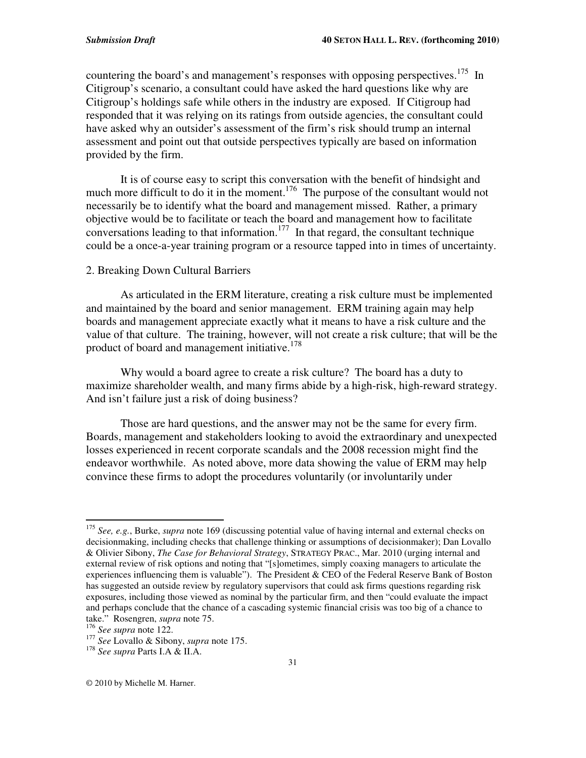countering the board's and management's responses with opposing perspectives.[175] In Citigroup's scenario, a consultant could have asked the hard questions like why are Citigroup's holdings safe while others in the industry are exposed. If Citigroup had responded that it was relying on its ratings from outside agencies, the consultant could have asked why an outsider's assessment of the firm's risk should trump an internal assessment and point out that outside perspectives typically are based on information provided by the firm.

It is of course easy to script this conversation with the benefit of hindsight and much more difficult to do it in the moment.[176] The purpose of the consultant would not necessarily be to identify what the board and management missed. Rather, a primary objective would be to facilitate or teach the board and management how to facilitate conversations leading to that information.[177] In that regard, the consultant technique could be a once-a-year training program or a resource tapped into in times of uncertainty.

2. Breaking Down Cultural Barriers

As articulated in the ERM literature, creating a risk culture must be implemented and maintained by the board and senior management. ERM training again may help boards and management appreciate exactly what it means to have a risk culture and the value of that culture. The training, however, will not create a risk culture; that will be the product of board and management initiative.[178]

Why would a board agree to create a risk culture? The board has a duty to maximize shareholder wealth, and many firms abide by a high-risk, high-reward strategy. And isn't failure just a risk of doing business?

Those are hard questions, and the answer may not be the same for every firm. Boards, management and stakeholders looking to avoid the extraordinary and unexpected losses experienced in recent corporate scandals and the 2008 recession might find the endeavor worthwhile. As noted above, more data showing the value of ERM may help convince these firms to adopt the procedures voluntarily (or involuntarily under

---

[175] *See, e.g.*, Burke, *supra* note 169 (discussing potential value of having internal and external checks on decisionmaking, including checks that challenge thinking or assumptions of decisionmaker); Dan Lovallo & Olivier Sibony, *The Case for Behavioral Strategy*, STRATEGY PRAC., Mar. 2010 (urging internal and external review of risk options and noting that "[s]ometimes, simply coaxing managers to articulate the experiences influencing them is valuable"). The President & CEO of the Federal Reserve Bank of Boston has suggested an outside review by regulatory supervisors that could ask firms questions regarding risk exposures, including those viewed as nominal by the particular firm, and then "could evaluate the impact and perhaps conclude that the chance of a cascading systemic financial crisis was too big of a chance to take." Rosengren, *supra* note 75.

[176] *See supra* note 122.

[177] *See* Lovallo & Sibony, *supra* note 175.

[178] *See supra* Parts I.A & II.A.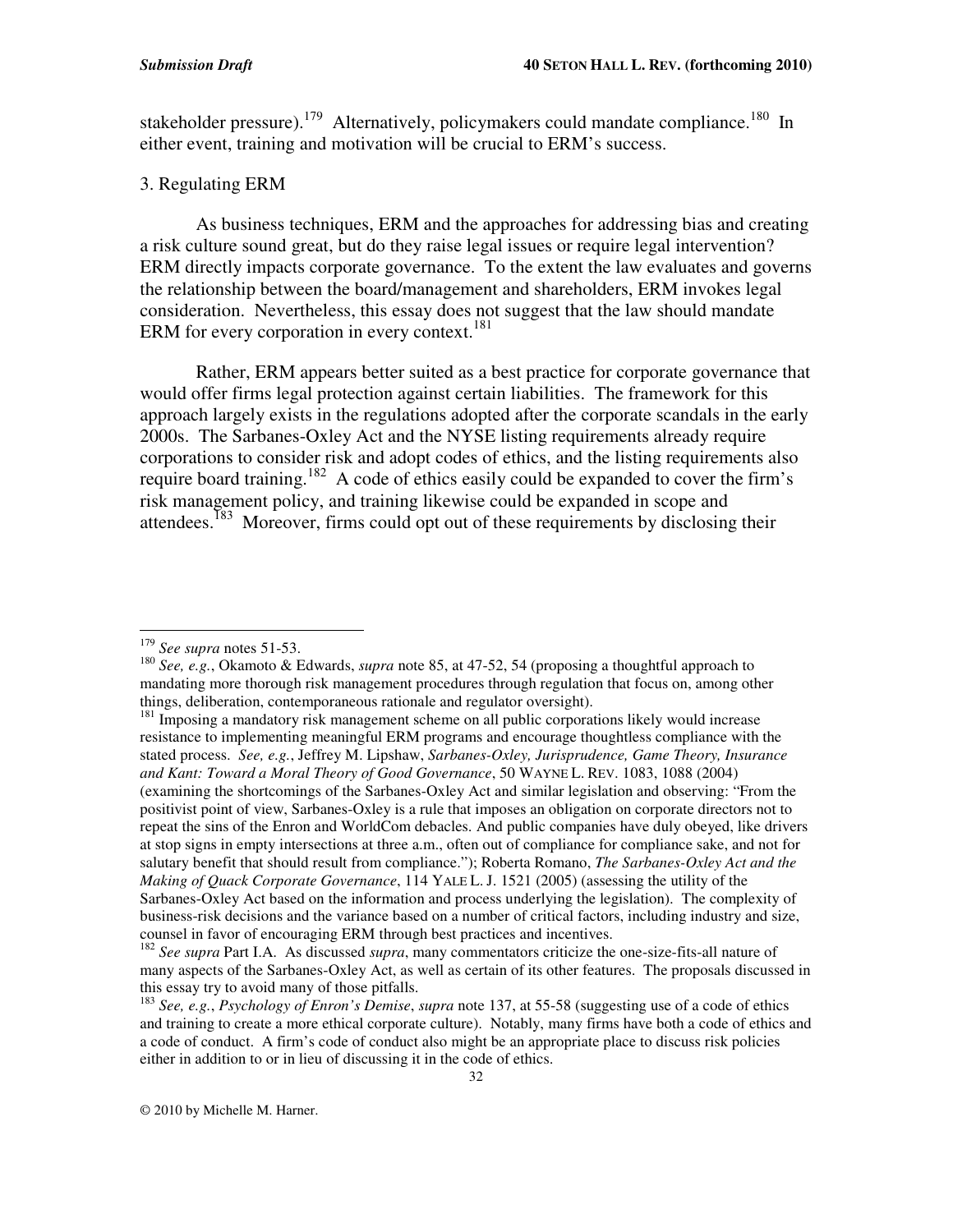stakeholder pressure).[179] Alternatively, policymakers could mandate compliance.[180] In either event, training and motivation will be crucial to ERM's success.

3. Regulating ERM

As business techniques, ERM and the approaches for addressing bias and creating a risk culture sound great, but do they raise legal issues or require legal intervention? ERM directly impacts corporate governance. To the extent the law evaluates and governs the relationship between the board/management and shareholders, ERM invokes legal consideration. Nevertheless, this essay does not suggest that the law should mandate ERM for every corporation in every context.[181]

Rather, ERM appears better suited as a best practice for corporate governance that would offer firms legal protection against certain liabilities. The framework for this approach largely exists in the regulations adopted after the corporate scandals in the early 2000s. The Sarbanes-Oxley Act and the NYSE listing requirements already require corporations to consider risk and adopt codes of ethics, and the listing requirements also require board training.[182] A code of ethics easily could be expanded to cover the firm's risk management policy, and training likewise could be expanded in scope and attendees.[183] Moreover, firms could opt out of these requirements by disclosing their

---

[179] *See supra* notes 51-53.

[180] *See, e.g.*, Okamoto & Edwards, *supra* note 85, at 47-52, 54 (proposing a thoughtful approach to mandating more thorough risk management procedures through regulation that focus on, among other things, deliberation, contemporaneous rationale and regulator oversight).

[181] Imposing a mandatory risk management scheme on all public corporations likely would increase resistance to implementing meaningful ERM programs and encourage thoughtless compliance with the stated process. *See, e.g.*, Jeffrey M. Lipshaw, *Sarbanes-Oxley, Jurisprudence, Game Theory, Insurance and Kant: Toward a Moral Theory of Good Governance*, 50 WAYNE L. REV. 1083, 1088 (2004) (examining the shortcomings of the Sarbanes-Oxley Act and similar legislation and observing: "From the positivist point of view, Sarbanes-Oxley is a rule that imposes an obligation on corporate directors not to repeat the sins of the Enron and WorldCom debacles. And public companies have duly obeyed, like drivers at stop signs in empty intersections at three a.m., often out of compliance for compliance sake, and not for salutary benefit that should result from compliance."); Roberta Romano, *The Sarbanes-Oxley Act and the Making of Quack Corporate Governance*, 114 YALE L. J. 1521 (2005) (assessing the utility of the Sarbanes-Oxley Act based on the information and process underlying the legislation). The complexity of business-risk decisions and the variance based on a number of critical factors, including industry and size, counsel in favor of encouraging ERM through best practices and incentives.

[182] *See supra* Part I.A. As discussed *supra*, many commentators criticize the one-size-fits-all nature of many aspects of the Sarbanes-Oxley Act, as well as certain of its other features. The proposals discussed in this essay try to avoid many of those pitfalls.

[183] *See, e.g.*, *Psychology of Enron's Demise*, *supra* note 137, at 55-58 (suggesting use of a code of ethics and training to create a more ethical corporate culture). Notably, many firms have both a code of ethics and a code of conduct. A firm's code of conduct also might be an appropriate place to discuss risk policies either in addition to or in lieu of discussing it in the code of ethics.

© 2010 by Michelle M. Harner.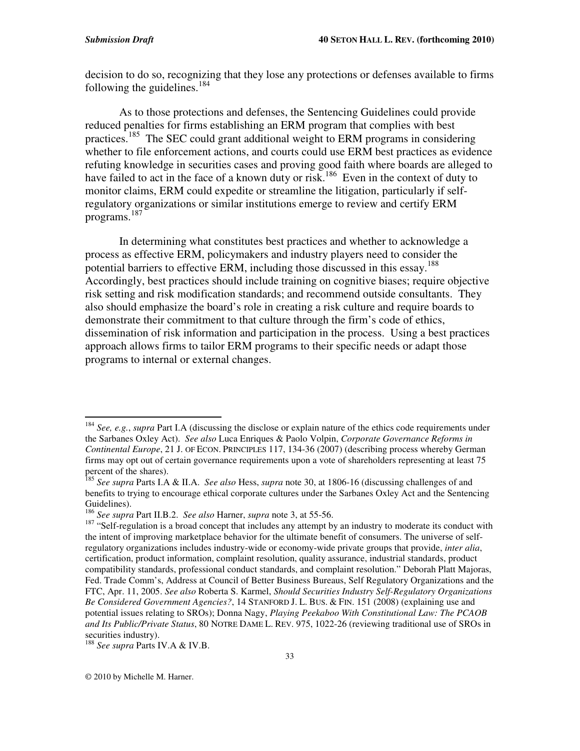decision to do so, recognizing that they lose any protections or defenses available to firms following the guidelines.[184]

As to those protections and defenses, the Sentencing Guidelines could provide reduced penalties for firms establishing an ERM program that complies with best practices.[185] The SEC could grant additional weight to ERM programs in considering whether to file enforcement actions, and courts could use ERM best practices as evidence refuting knowledge in securities cases and proving good faith where boards are alleged to have failed to act in the face of a known duty or risk.[186] Even in the context of duty to monitor claims, ERM could expedite or streamline the litigation, particularly if self-regulatory organizations or similar institutions emerge to review and certify ERM programs.[187]

In determining what constitutes best practices and whether to acknowledge a process as effective ERM, policymakers and industry players need to consider the potential barriers to effective ERM, including those discussed in this essay.[188] Accordingly, best practices should include training on cognitive biases; require objective risk setting and risk modification standards; and recommend outside consultants. They also should emphasize the board's role in creating a risk culture and require boards to demonstrate their commitment to that culture through the firm's code of ethics, dissemination of risk information and participation in the process. Using a best practices approach allows firms to tailor ERM programs to their specific needs or adapt those programs to internal or external changes.

---

[184] *See, e.g.*, *supra* Part I.A (discussing the disclose or explain nature of the ethics code requirements under the Sarbanes Oxley Act). *See also* Luca Enriques & Paolo Volpin, *Corporate Governance Reforms in Continental Europe*, 21 J. OF ECON. PRINCIPLES 117, 134-36 (2007) (describing process whereby German firms may opt out of certain governance requirements upon a vote of shareholders representing at least 75 percent of the shares).

[185] *See supra* Parts I.A & II.A. *See also* Hess, *supra* note 30, at 1806-16 (discussing challenges of and benefits to trying to encourage ethical corporate cultures under the Sarbanes Oxley Act and the Sentencing Guidelines).

[186] *See supra* Part II.B.2. *See also* Harner, *supra* note 3, at 55-56.

[187] "Self-regulation is a broad concept that includes any attempt by an industry to moderate its conduct with the intent of improving marketplace behavior for the ultimate benefit of consumers. The universe of self-regulatory organizations includes industry-wide or economy-wide private groups that provide, *inter alia*, certification, product information, complaint resolution, quality assurance, industrial standards, product compatibility standards, professional conduct standards, and complaint resolution." Deborah Platt Majoras, Fed. Trade Comm's, Address at Council of Better Business Bureaus, Self Regulatory Organizations and the FTC, Apr. 11, 2005. *See also* Roberta S. Karmel, *Should Securities Industry Self-Regulatory Organizations Be Considered Government Agencies?*, 14 STANFORD J. L. BUS. & FIN. 151 (2008) (explaining use and potential issues relating to SROs); Donna Nagy, *Playing Peekaboo With Constitutional Law: The PCAOB and Its Public/Private Status*, 80 NOTRE DAME L. REV. 975, 1022-26 (reviewing traditional use of SROs in securities industry).

[188] *See supra* Parts IV.A & IV.B.

© 2010 by Michelle M. Harner.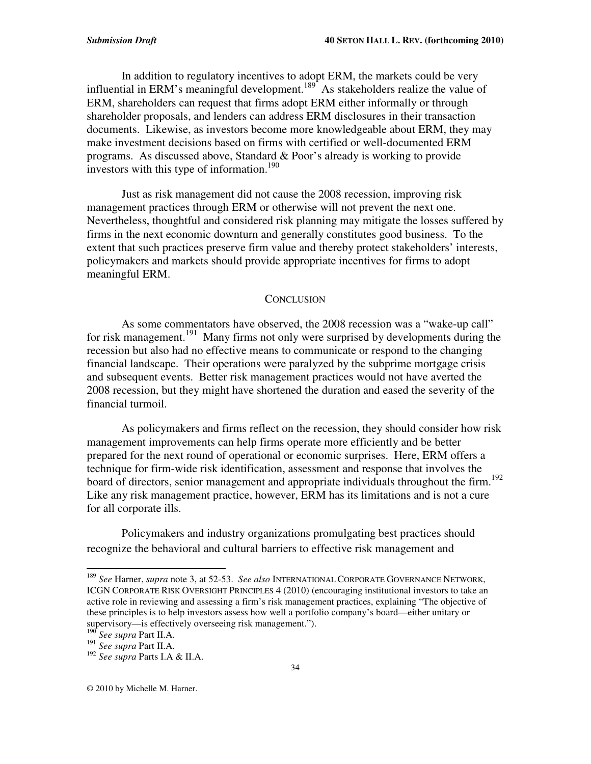In addition to regulatory incentives to adopt ERM, the markets could be very influential in ERM's meaningful development.[189] As stakeholders realize the value of ERM, shareholders can request that firms adopt ERM either informally or through shareholder proposals, and lenders can address ERM disclosures in their transaction documents. Likewise, as investors become more knowledgeable about ERM, they may make investment decisions based on firms with certified or well-documented ERM programs. As discussed above, Standard & Poor's already is working to provide investors with this type of information.[190]

Just as risk management did not cause the 2008 recession, improving risk management practices through ERM or otherwise will not prevent the next one. Nevertheless, thoughtful and considered risk planning may mitigate the losses suffered by firms in the next economic downturn and generally constitutes good business. To the extent that such practices preserve firm value and thereby protect stakeholders' interests, policymakers and markets should provide appropriate incentives for firms to adopt meaningful ERM.

## CONCLUSION

As some commentators have observed, the 2008 recession was a "wake-up call" for risk management.[191] Many firms not only were surprised by developments during the recession but also had no effective means to communicate or respond to the changing financial landscape. Their operations were paralyzed by the subprime mortgage crisis and subsequent events. Better risk management practices would not have averted the 2008 recession, but they might have shortened the duration and eased the severity of the financial turmoil.

As policymakers and firms reflect on the recession, they should consider how risk management improvements can help firms operate more efficiently and be better prepared for the next round of operational or economic surprises. Here, ERM offers a technique for firm-wide risk identification, assessment and response that involves the board of directors, senior management and appropriate individuals throughout the firm.[192] Like any risk management practice, however, ERM has its limitations and is not a cure for all corporate ills.

Policymakers and industry organizations promulgating best practices should recognize the behavioral and cultural barriers to effective risk management and

---

[189] *See* Harner, *supra* note 3, at 52-53. *See also* INTERNATIONAL CORPORATE GOVERNANCE NETWORK, ICGN CORPORATE RISK OVERSIGHT PRINCIPLES 4 (2010) (encouraging institutional investors to take an active role in reviewing and assessing a firm's risk management practices, explaining "The objective of these principles is to help investors assess how well a portfolio company's board—either unitary or supervisory—is effectively overseeing risk management.").

[190] *See supra* Part II.A.

[191] *See supra* Part II.A.

[192] *See supra* Parts I.A & II.A.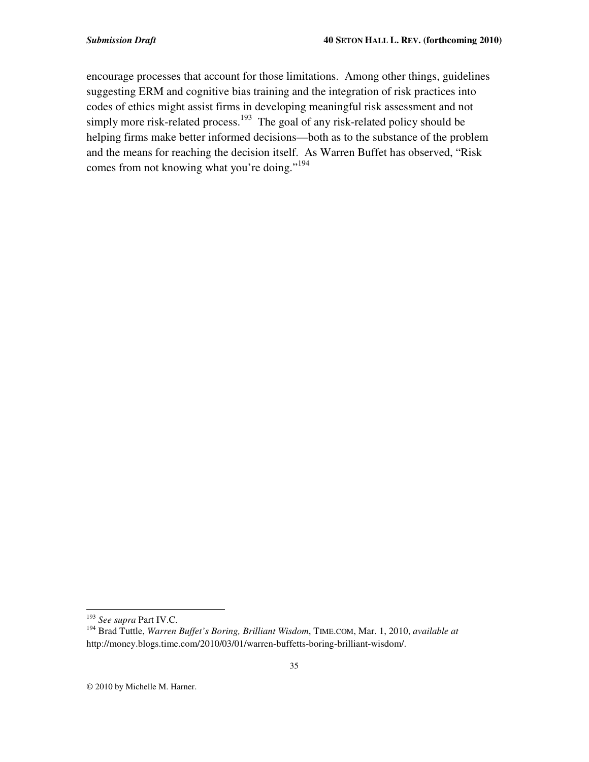encourage processes that account for those limitations. Among other things, guidelines suggesting ERM and cognitive bias training and the integration of risk practices into codes of ethics might assist firms in developing meaningful risk assessment and not simply more risk-related process.[193] The goal of any risk-related policy should be helping firms make better informed decisions—both as to the substance of the problem and the means for reaching the decision itself. As Warren Buffet has observed, "Risk comes from not knowing what you're doing."[194]

---

[193] *See supra* Part IV.C.

[194] Brad Tuttle, *Warren Buffet's Boring, Brilliant Wisdom*, TIME.COM, Mar. 1, 2010, *available at* http://money.blogs.time.com/2010/03/01/warren-buffetts-boring-brilliant-wisdom/.

© 2010 by Michelle M. Harner.